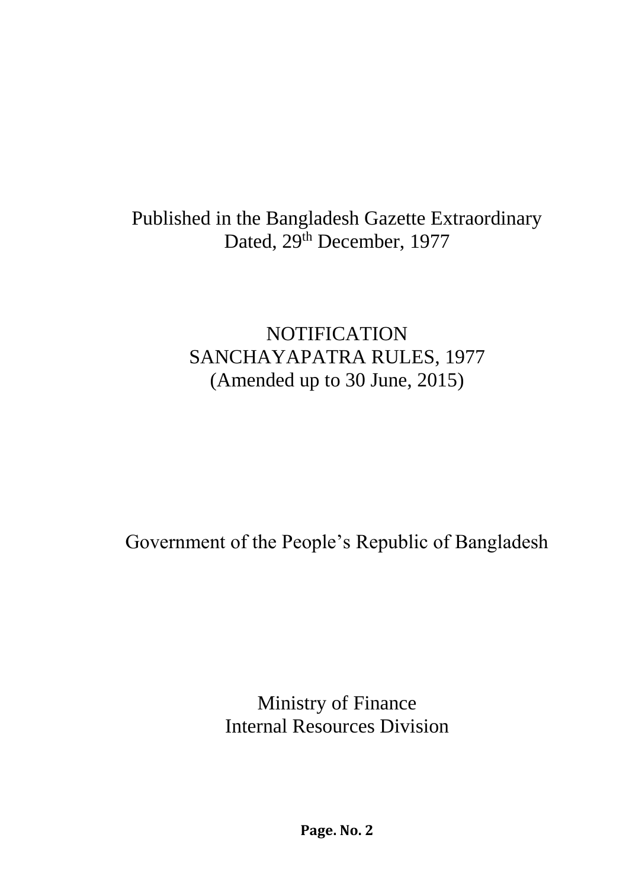Published in the Bangladesh Gazette Extraordinary
Dated, 29th December, 1977

# NOTIFICATION
# SANCHAYAPATRA RULES, 1977
(Amended up to 30 June, 2015)

Government of the People's Republic of Bangladesh

Ministry of Finance
Internal Resources Division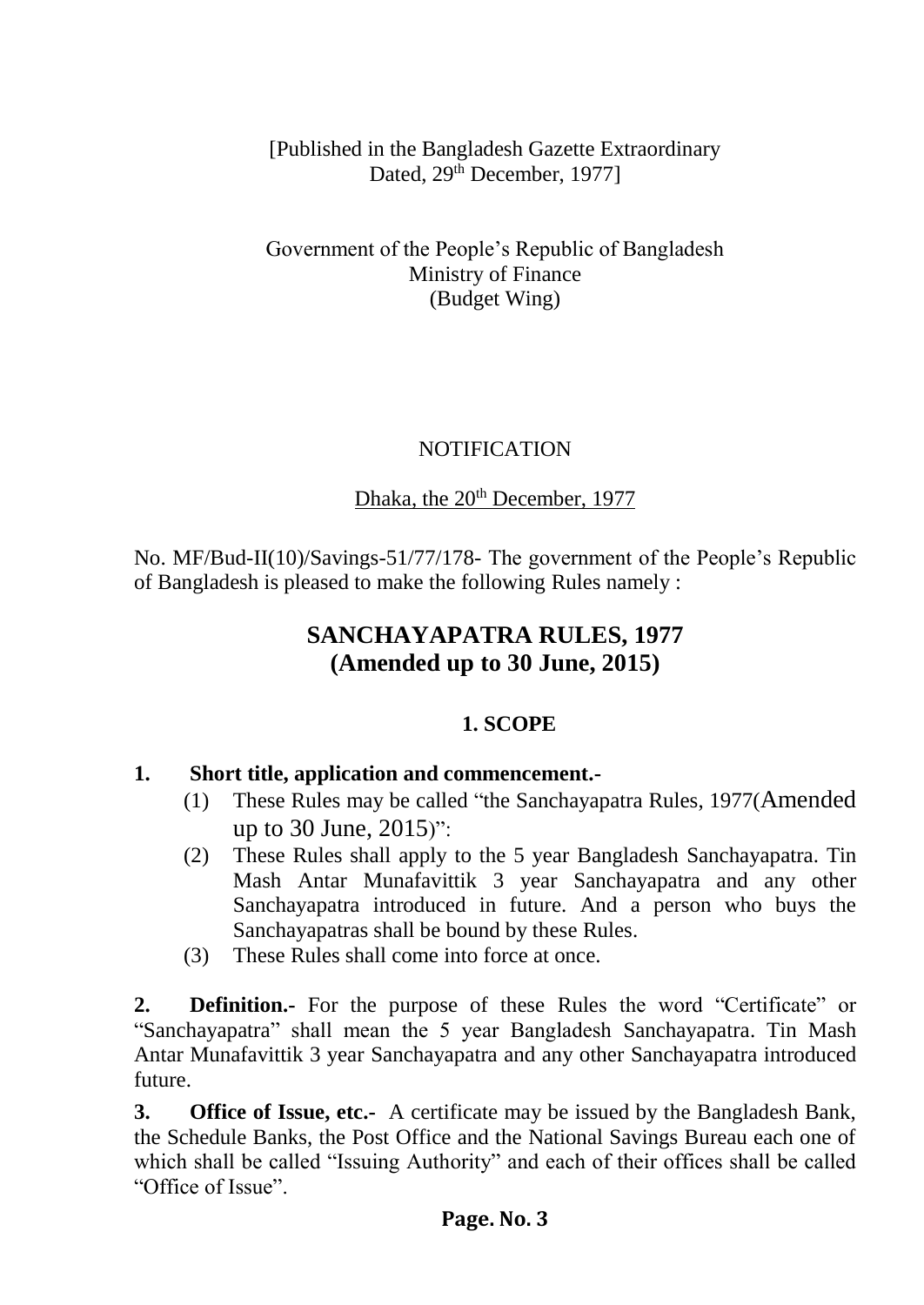[Published in the Bangladesh Gazette Extraordinary
Dated, 29th December, 1977]

Government of the People's Republic of Bangladesh
Ministry of Finance
(Budget Wing)

NOTIFICATION

Dhaka, the 20th December, 1977

No. MF/Bud-II(10)/Savings-51/77/178- The government of the People's Republic of Bangladesh is pleased to make the following Rules namely :

# SANCHAYAPATRA RULES, 1977
# (Amended up to 30 June, 2015)

## 1. SCOPE

**1. Short title, application and commencement.-**

(1) These Rules may be called "the Sanchayapatra Rules, 1977(Amended up to 30 June, 2015)":

(2) These Rules shall apply to the 5 year Bangladesh Sanchayapatra. Tin Mash Antar Munafavittik 3 year Sanchayapatra and any other Sanchayapatra introduced in future. And a person who buys the Sanchayapatras shall be bound by these Rules.

(3) These Rules shall come into force at once.

**2. Definition.-** For the purpose of these Rules the word "Certificate" or "Sanchayapatra" shall mean the 5 year Bangladesh Sanchayapatra. Tin Mash Antar Munafavittik 3 year Sanchayapatra and any other Sanchayapatra introduced future.

**3. Office of Issue, etc.-** A certificate may be issued by the Bangladesh Bank, the Schedule Banks, the Post Office and the National Savings Bureau each one of which shall be called "Issuing Authority" and each of their offices shall be called "Office of Issue".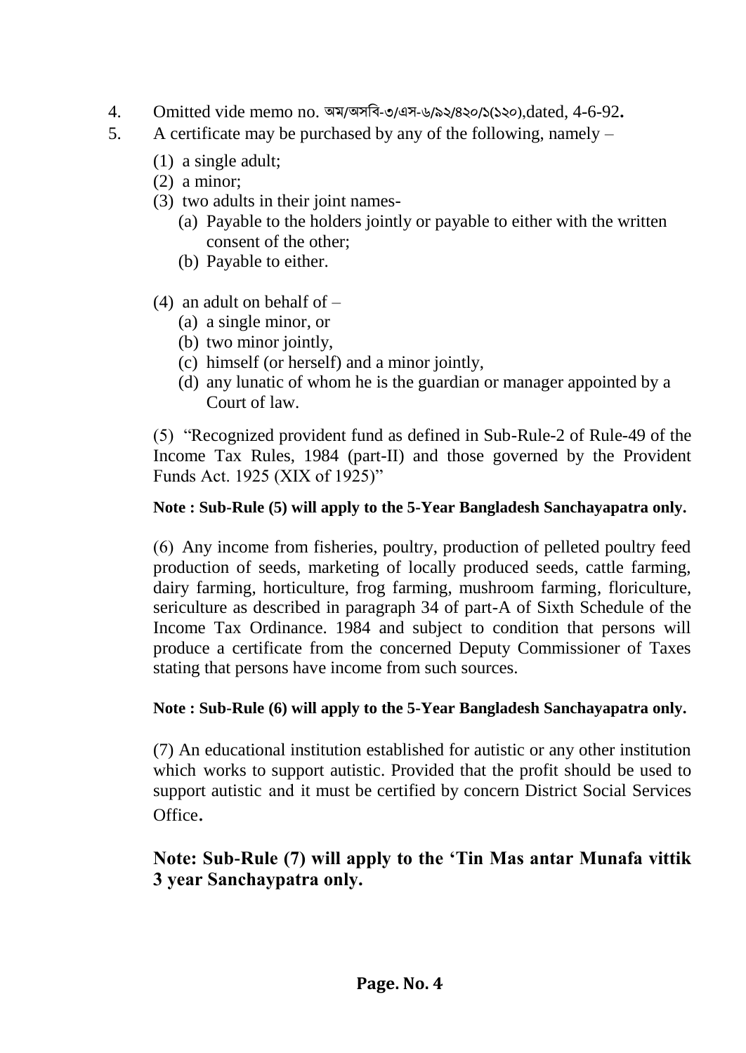4. Omitted vide memo no. অম/অসবি-৩/এস-৬/৯২/৪২০/১(১২০),dated, 4-6-92**.**
5. A certificate may be purchased by any of the following, namely –

   (1) a single adult;
   (2) a minor;
   (3) two adults in their joint names-
      (a) Payable to the holders jointly or payable to either with the written consent of the other;
      (b) Payable to either.

   (4) an adult on behalf of –
      (a) a single minor, or
      (b) two minor jointly,
      (c) himself (or herself) and a minor jointly,
      (d) any lunatic of whom he is the guardian or manager appointed by a Court of law.

   (5) "Recognized provident fund as defined in Sub-Rule-2 of Rule-49 of the Income Tax Rules, 1984 (part-II) and those governed by the Provident Funds Act. 1925 (XIX of 1925)"

   **Note : Sub-Rule (5) will apply to the 5-Year Bangladesh Sanchayapatra only.**

   (6) Any income from fisheries, poultry, production of pelleted poultry feed production of seeds, marketing of locally produced seeds, cattle farming, dairy farming, horticulture, frog farming, mushroom farming, floriculture, sericulture as described in paragraph 34 of part-A of Sixth Schedule of the Income Tax Ordinance. 1984 and subject to condition that persons will produce a certificate from the concerned Deputy Commissioner of Taxes stating that persons have income from such sources.

   **Note : Sub-Rule (6) will apply to the 5-Year Bangladesh Sanchayapatra only.**

   (7) An educational institution established for autistic or any other institution which works to support autistic. Provided that the profit should be used to support autistic and it must be certified by concern District Social Services Office.

   **Note: Sub-Rule (7) will apply to the 'Tin Mas antar Munafa vittik 3 year Sanchaypatra only.**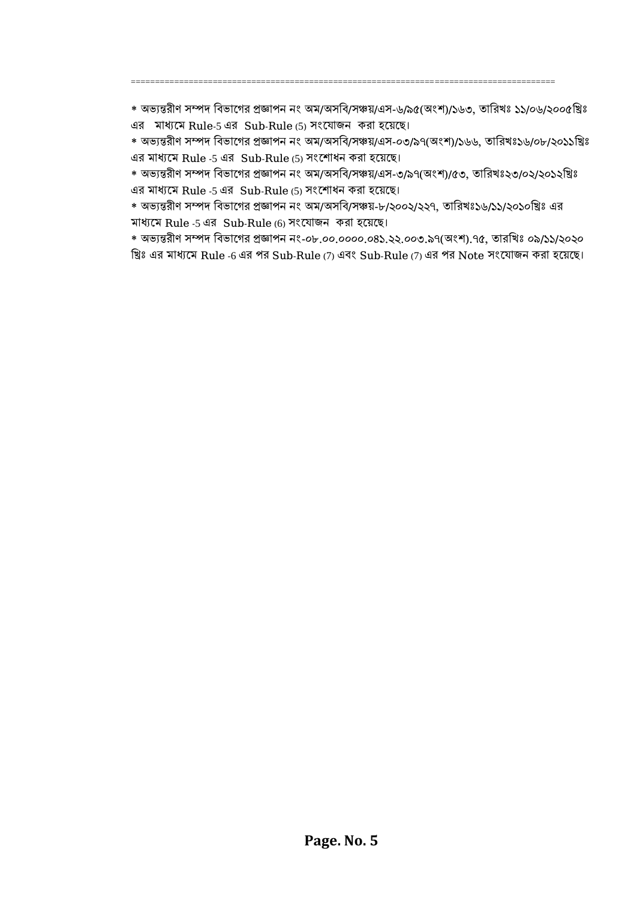==========================================================================================

* অভ্যন্তরীণ সম্পদ বিভাগের প্রজ্ঞাপন নং অম/অসবি/সঞ্চয়/এস-৬/৯৫(অংশ)/১৬৩, তারিখঃ ১১/০৬/২০০৫খ্রিঃ এর মাধ্যমে Rule-5 এর Sub-Rule (5) সংযোজন করা হয়েছে।

* অভ্যন্তরীণ সম্পদ বিভাগের প্রজ্ঞাপন নং অম/অসবি/সঞ্চয়/এস-০৩/৯৭(অংশ)/১৬৬, তারিখঃ১৬/০৮/২০১১খ্রিঃ এর মাধ্যমে Rule -5 এর Sub-Rule (5) সংশোধন করা হয়েছে।

* অভ্যন্তরীণ সম্পদ বিভাগের প্রজ্ঞাপন নং অম/অসবি/সঞ্চয়/এস-৩/৯৭(অংশ)/৫৩, তারিখঃ২৩/০২/২০১২খ্রিঃ এর মাধ্যমে Rule -5 এর Sub-Rule (5) সংশোধন করা হয়েছে।

* অভ্যন্তরীণ সম্পদ বিভাগের প্রজ্ঞাপন নং অম/অসবি/সঞ্চয়-৮/২০০২/২২৭, তারিখঃ১৬/১১/২০১০খ্রিঃ এর মাধ্যমে Rule -5 এর Sub-Rule (6) সংযোজন করা হয়েছে।

* অভ্যন্তরীণ সম্পদ বিভাগের প্রজ্ঞাপন নং-০৮.০০.০০০০.০৪১.২২.০০৩.৯৭(অংশ).৭৫, তারখিঃ ০৯/১১/২০২০ খ্রিঃ এর মাধ্যমে Rule -6 এর পর Sub-Rule (7) এবং Sub-Rule (7) এর পর Note সংযোজন করা হয়েছে।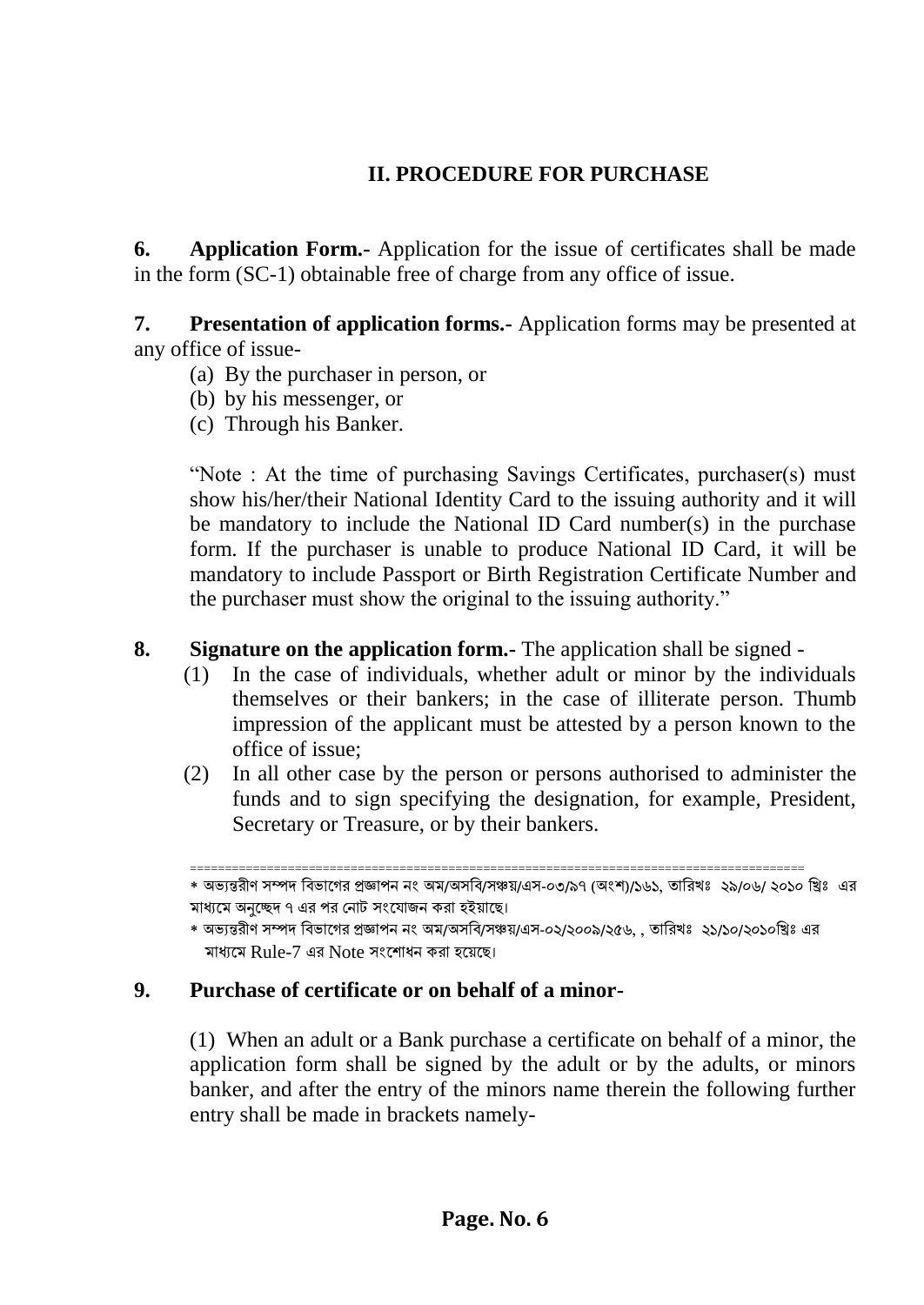## II. PROCEDURE FOR PURCHASE

**6. Application Form.-** Application for the issue of certificates shall be made in the form (SC-1) obtainable free of charge from any office of issue.

**7. Presentation of application forms.-** Application forms may be presented at any office of issue-

(a) By the purchaser in person, or
(b) by his messenger, or
(c) Through his Banker.

"Note : At the time of purchasing Savings Certificates, purchaser(s) must show his/her/their National Identity Card to the issuing authority and it will be mandatory to include the National ID Card number(s) in the purchase form. If the purchaser is unable to produce National ID Card, it will be mandatory to include Passport or Birth Registration Certificate Number and the purchaser must show the original to the issuing authority."

**8. Signature on the application form.-** The application shall be signed -

(1) In the case of individuals, whether adult or minor by the individuals themselves or their bankers; in the case of illiterate person. Thumb impression of the applicant must be attested by a person known to the office of issue;

(2) In all other case by the person or persons authorised to administer the funds and to sign specifying the designation, for example, President, Secretary or Treasure, or by their bankers.

---

* অভ্যন্তরীণ সম্পদ বিভাগের প্রজ্ঞাপন নং অম/অসবি/সঞ্চয়/এস-০৩/৯৭ (অংশ)/১৬১, তারিখঃ ২৯/০৬/ ২০১০ খ্রিঃ এর মাধ্যমে অনুচ্ছেদ ৭ এর পর নোট সংযোজন করা হইয়াছে।

* অভ্যন্তরীণ সম্পদ বিভাগের প্রজ্ঞাপন নং অম/অসবি/সঞ্চয়/এস-০২/২০০৯/২৫৬, , তারিখঃ ২১/১০/২০১০খ্রিঃ এর মাধ্যমে Rule-7 এর Note সংশোধন করা হয়েছে।

**9. Purchase of certificate or on behalf of a minor-**

(1) When an adult or a Bank purchase a certificate on behalf of a minor, the application form shall be signed by the adult or by the adults, or minors banker, and after the entry of the minors name therein the following further entry shall be made in brackets namely-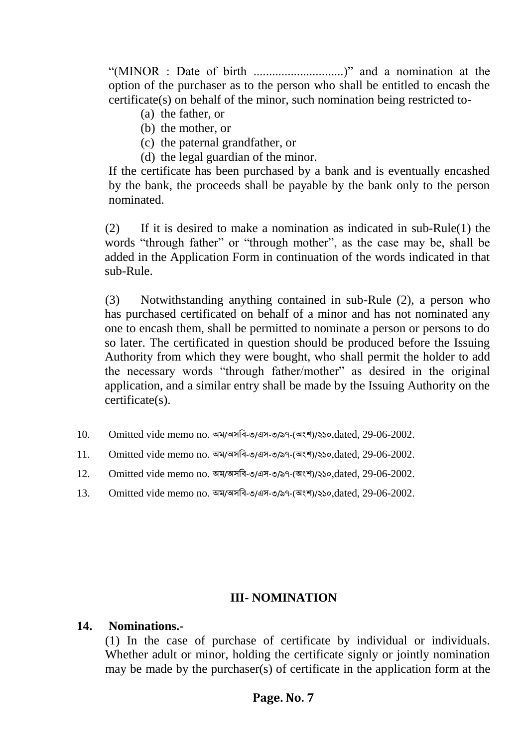"(MINOR : Date of birth .............................)" and a nomination at the option of the purchaser as to the person who shall be entitled to encash the certificate(s) on behalf of the minor, such nomination being restricted to-

(a) the father, or
(b) the mother, or
(c) the paternal grandfather, or
(d) the legal guardian of the minor.

If the certificate has been purchased by a bank and is eventually encashed by the bank, the proceeds shall be payable by the bank only to the person nominated.

(2) If it is desired to make a nomination as indicated in sub-Rule(1) the words "through father" or "through mother", as the case may be, shall be added in the Application Form in continuation of the words indicated in that sub-Rule.

(3) Notwithstanding anything contained in sub-Rule (2), a person who has purchased certificated on behalf of a minor and has not nominated any one to encash them, shall be permitted to nominate a person or persons to do so later. The certificated in question should be produced before the Issuing Authority from which they were bought, who shall permit the holder to add the necessary words "through father/mother" as desired in the original application, and a similar entry shall be made by the Issuing Authority on the certificate(s).

10. Omitted vide memo no. অম/অসবি-৩/এস-৩/৯৭-(অংশ)/২১০,dated, 29-06-2002.

11. Omitted vide memo no. অম/অসবি-৩/এস-৩/৯৭-(অংশ)/২১০,dated, 29-06-2002.

12. Omitted vide memo no. অম/অসবি-৩/এস-৩/৯৭-(অংশ)/২১০,dated, 29-06-2002.

13. Omitted vide memo no. অম/অসবি-৩/এস-৩/৯৭-(অংশ)/২১০,dated, 29-06-2002.

## III- NOMINATION

**14. Nominations.-**

(1) In the case of purchase of certificate by individual or individuals. Whether adult or minor, holding the certificate signly or jointly nomination may be made by the purchaser(s) of certificate in the application form at the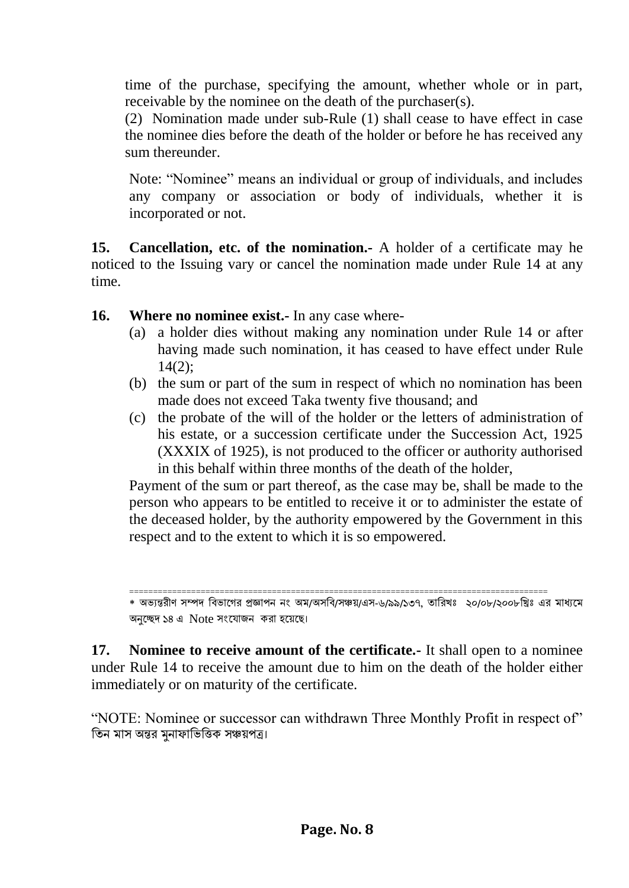time of the purchase, specifying the amount, whether whole or in part, receivable by the nominee on the death of the purchaser(s).

(2) Nomination made under sub-Rule (1) shall cease to have effect in case the nominee dies before the death of the holder or before he has received any sum thereunder.

Note: "Nominee" means an individual or group of individuals, and includes any company or association or body of individuals, whether it is incorporated or not.

**15. Cancellation, etc. of the nomination.-** A holder of a certificate may he noticed to the Issuing vary or cancel the nomination made under Rule 14 at any time.

**16. Where no nominee exist.-** In any case where-

(a) a holder dies without making any nomination under Rule 14 or after having made such nomination, it has ceased to have effect under Rule 14(2);

(b) the sum or part of the sum in respect of which no nomination has been made does not exceed Taka twenty five thousand; and

(c) the probate of the will of the holder or the letters of administration of his estate, or a succession certificate under the Succession Act, 1925 (XXXIX of 1925), is not produced to the officer or authority authorised in this behalf within three months of the death of the holder,

Payment of the sum or part thereof, as the case may be, shall be made to the person who appears to be entitled to receive it or to administer the estate of the deceased holder, by the authority empowered by the Government in this respect and to the extent to which it is so empowered.

==========================================================================================

* অভ্যন্তরীণ সম্পদ বিভাগের প্রজ্ঞাপন নং অম/অসবি/সঞ্চয়/এস-৬/৯৯/১৩৭, তারিখঃ ২০/০৮/২০০৮খ্রিঃ এর মাধ্যমে অনুচ্ছেদ ১৪ এ Note সংযোজন করা হয়েছে।

**17. Nominee to receive amount of the certificate.-** It shall open to a nominee under Rule 14 to receive the amount due to him on the death of the holder either immediately or on maturity of the certificate.

"NOTE: Nominee or successor can withdrawn Three Monthly Profit in respect of" তিন মাস অন্তর মুনাফাভিত্তিক সঞ্চয়পত্র।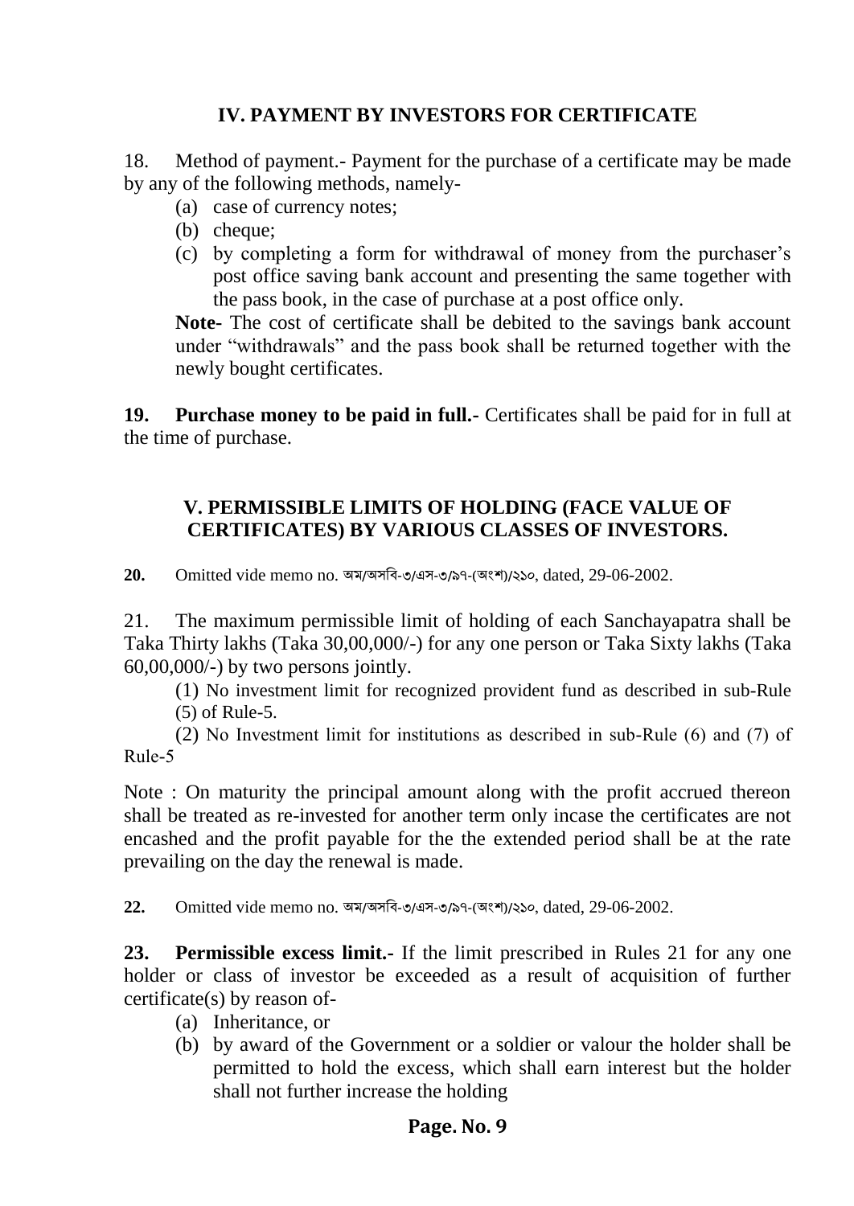## IV. PAYMENT BY INVESTORS FOR CERTIFICATE

18. Method of payment.- Payment for the purchase of a certificate may be made by any of the following methods, namely-

- (a) case of currency notes;
- (b) cheque;
- (c) by completing a form for withdrawal of money from the purchaser's post office saving bank account and presenting the same together with the pass book, in the case of purchase at a post office only.

**Note-** The cost of certificate shall be debited to the savings bank account under "withdrawals" and the pass book shall be returned together with the newly bought certificates.

**19. Purchase money to be paid in full.-** Certificates shall be paid for in full at the time of purchase.

## V. PERMISSIBLE LIMITS OF HOLDING (FACE VALUE OF CERTIFICATES) BY VARIOUS CLASSES OF INVESTORS.

**20.** Omitted vide memo no. অম/অসবি-৩/এস-৩/৯৭-(অংশ)/২১০, dated, 29-06-2002.

21. The maximum permissible limit of holding of each Sanchayapatra shall be Taka Thirty lakhs (Taka 30,00,000/-) for any one person or Taka Sixty lakhs (Taka 60,00,000/-) by two persons jointly.

(1) No investment limit for recognized provident fund as described in sub-Rule (5) of Rule-5.

(2) No Investment limit for institutions as described in sub-Rule (6) and (7) of Rule-5

Note : On maturity the principal amount along with the profit accrued thereon shall be treated as re-invested for another term only incase the certificates are not encashed and the profit payable for the the extended period shall be at the rate prevailing on the day the renewal is made.

**22.** Omitted vide memo no. অম/অসবি-৩/এস-৩/৯৭-(অংশ)/২১০, dated, 29-06-2002.

**23. Permissible excess limit.-** If the limit prescribed in Rules 21 for any one holder or class of investor be exceeded as a result of acquisition of further certificate(s) by reason of-

- (a) Inheritance, or
- (b) by award of the Government or a soldier or valour the holder shall be permitted to hold the excess, which shall earn interest but the holder shall not further increase the holding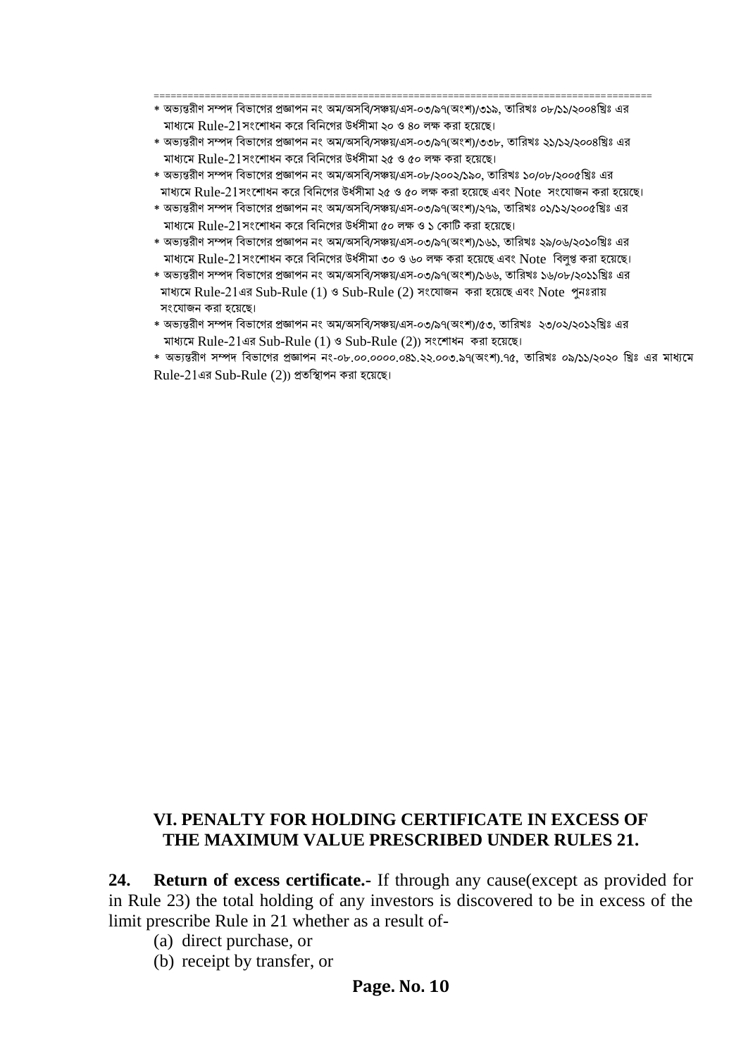=========================================================================================

* অভ্যন্তরীণ সম্পদ বিভাগের প্রজ্ঞাপন নং অম/অসবি/সঞ্চয়/এস-০৩/৯৭(অংশ)/৩১৯, তারিখঃ ০৮/১১/২০০৪খ্রিঃ এর মাধ্যমে Rule-21সংশোধন করে বিনিগের উর্ধসীমা ২০ ও ৪০ লক্ষ করা হয়েছে।
* অভ্যন্তরীণ সম্পদ বিভাগের প্রজ্ঞাপন নং অম/অসবি/সঞ্চয়/এস-০৩/৯৭(অংশ)/৩৩৮, তারিখঃ ২১/১২/২০০৪খ্রিঃ এর মাধ্যমে Rule-21সংশোধন করে বিনিগের উর্ধসীমা ২৫ ও ৫০ লক্ষ করা হয়েছে।
* অভ্যন্তরীণ সম্পদ বিভাগের প্রজ্ঞাপন নং অম/অসবি/সঞ্চয়/এস-০৮/২০০২/১৯০, তারিখঃ ১০/০৮/২০০৫খ্রিঃ এর মাধ্যমে Rule-21সংশোধন করে বিনিগের উর্ধসীমা ২৫ ও ৫০ লক্ষ করা হয়েছে এবং Note সংযোজন করা হয়েছে।
* অভ্যন্তরীণ সম্পদ বিভাগের প্রজ্ঞাপন নং অম/অসবি/সঞ্চয়/এস-০৩/৯৭(অংশ)/২৭৯, তারিখঃ ০১/১২/২০০৫খ্রিঃ এর মাধ্যমে Rule-21সংশোধন করে বিনিগের উর্ধসীমা ৫০ লক্ষ ও ১ কোটি করা হয়েছে।
* অভ্যন্তরীণ সম্পদ বিভাগের প্রজ্ঞাপন নং অম/অসবি/সঞ্চয়/এস-০৩/৯৭(অংশ)/১৬১, তারিখঃ ২৯/০৬/২০১০খ্রিঃ এর মাধ্যমে Rule-21সংশোধন করে বিনিগের উর্ধসীমা ৩০ ও ৬০ লক্ষ করা হয়েছে এবং Note বিলুপ্ত করা হয়েছে।
* অভ্যন্তরীণ সম্পদ বিভাগের প্রজ্ঞাপন নং অম/অসবি/সঞ্চয়/এস-০৩/৯৭(অংশ)/১৬৬, তারিখঃ ১৬/০৮/২০১১খ্রিঃ এর মাধ্যমে Rule-21এর Sub-Rule (1) ও Sub-Rule (2) সংযোজন করা হয়েছে এবং Note পুনঃরায় সংযোজন করা হয়েছে।
* অভ্যন্তরীণ সম্পদ বিভাগের প্রজ্ঞাপন নং অম/অসবি/সঞ্চয়/এস-০৩/৯৭(অংশ)/৫৩, তারিখঃ ২৩/০২/২০১২খ্রিঃ এর মাধ্যমে Rule-21এর Sub-Rule (1) ও Sub-Rule (2)) সংশোধন করা হয়েছে।
* অভ্যন্তরীণ সম্পদ বিভাগের প্রজ্ঞাপন নং-০৮.০০.০০০০.০৪১.২২.০০৩.৯৭(অংশ).৭৫, তারিখঃ ০৯/১১/২০২০ খ্রিঃ এর মাধ্যমে Rule-21এর Sub-Rule (2)) প্রতিস্থাপন করা হয়েছে।

## VI. PENALTY FOR HOLDING CERTIFICATE IN EXCESS OF THE MAXIMUM VALUE PRESCRIBED UNDER RULES 21.

**24. Return of excess certificate.-** If through any cause(except as provided for in Rule 23) the total holding of any investors is discovered to be in excess of the limit prescribe Rule in 21 whether as a result of-

(a) direct purchase, or
(b) receipt by transfer, or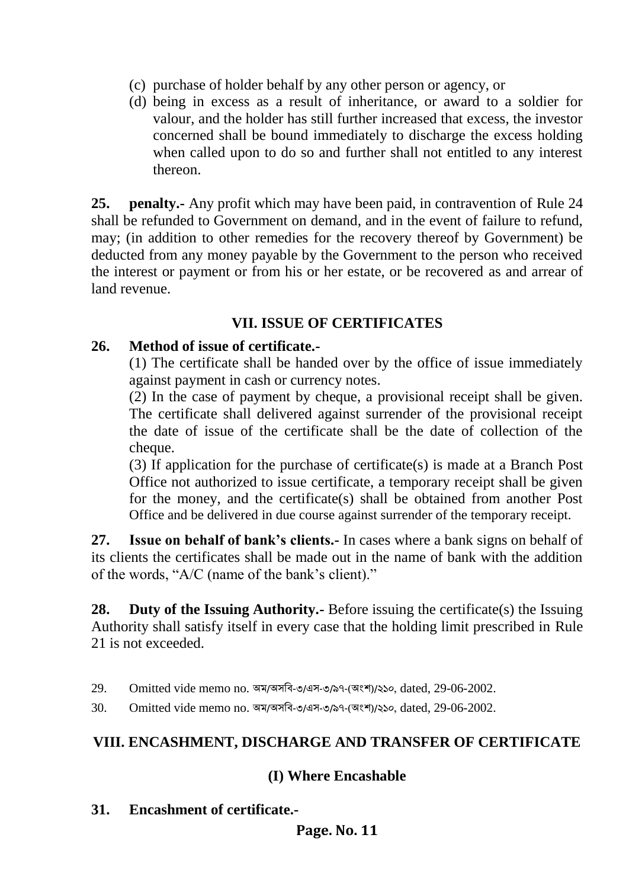(c) purchase of holder behalf by any other person or agency, or

(d) being in excess as a result of inheritance, or award to a soldier for valour, and the holder has still further increased that excess, the investor concerned shall be bound immediately to discharge the excess holding when called upon to do so and further shall not entitled to any interest thereon.

**25. penalty.-** Any profit which may have been paid, in contravention of Rule 24 shall be refunded to Government on demand, and in the event of failure to refund, may; (in addition to other remedies for the recovery thereof by Government) be deducted from any money payable by the Government to the person who received the interest or payment or from his or her estate, or be recovered as and arrear of land revenue.

## VII. ISSUE OF CERTIFICATES

**26. Method of issue of certificate.-**

(1) The certificate shall be handed over by the office of issue immediately against payment in cash or currency notes.

(2) In the case of payment by cheque, a provisional receipt shall be given. The certificate shall delivered against surrender of the provisional receipt the date of issue of the certificate shall be the date of collection of the cheque.

(3) If application for the purchase of certificate(s) is made at a Branch Post Office not authorized to issue certificate, a temporary receipt shall be given for the money, and the certificate(s) shall be obtained from another Post Office and be delivered in due course against surrender of the temporary receipt.

**27. Issue on behalf of bank's clients.-** In cases where a bank signs on behalf of its clients the certificates shall be made out in the name of bank with the addition of the words, "A/C (name of the bank's client)."

**28. Duty of the Issuing Authority.-** Before issuing the certificate(s) the Issuing Authority shall satisfy itself in every case that the holding limit prescribed in Rule 21 is not exceeded.

29. Omitted vide memo no. অম/অসবি-৩/এস-৩/৯৭-(অংশ)/২১০, dated, 29-06-2002.

30. Omitted vide memo no. অম/অসবি-৩/এস-৩/৯৭-(অংশ)/২১০, dated, 29-06-2002.

## VIII. ENCASHMENT, DISCHARGE AND TRANSFER OF CERTIFICATE

### (I) Where Encashable

**31. Encashment of certificate.-**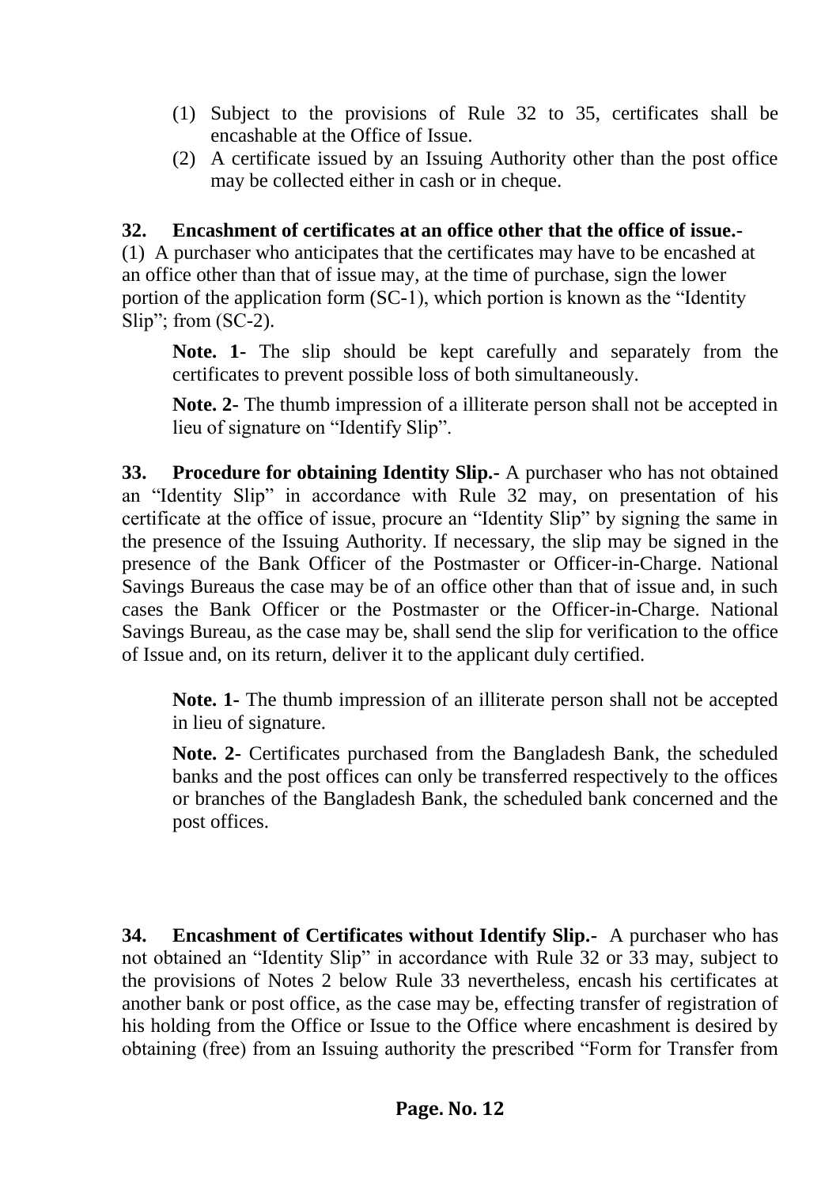(1) Subject to the provisions of Rule 32 to 35, certificates shall be encashable at the Office of Issue.

(2) A certificate issued by an Issuing Authority other than the post office may be collected either in cash or in cheque.

**32. Encashment of certificates at an office other that the office of issue.-**

(1) A purchaser who anticipates that the certificates may have to be encashed at an office other than that of issue may, at the time of purchase, sign the lower portion of the application form (SC-1), which portion is known as the "Identity Slip"; from (SC-2).

> **Note. 1-** The slip should be kept carefully and separately from the certificates to prevent possible loss of both simultaneously.
>
> **Note. 2-** The thumb impression of a illiterate person shall not be accepted in lieu of signature on "Identify Slip".

**33. Procedure for obtaining Identity Slip.-** A purchaser who has not obtained an "Identity Slip" in accordance with Rule 32 may, on presentation of his certificate at the office of issue, procure an "Identity Slip" by signing the same in the presence of the Issuing Authority. If necessary, the slip may be signed in the presence of the Bank Officer of the Postmaster or Officer-in-Charge. National Savings Bureaus the case may be of an office other than that of issue and, in such cases the Bank Officer or the Postmaster or the Officer-in-Charge. National Savings Bureau, as the case may be, shall send the slip for verification to the office of Issue and, on its return, deliver it to the applicant duly certified.

> **Note. 1-** The thumb impression of an illiterate person shall not be accepted in lieu of signature.
>
> **Note. 2-** Certificates purchased from the Bangladesh Bank, the scheduled banks and the post offices can only be transferred respectively to the offices or branches of the Bangladesh Bank, the scheduled bank concerned and the post offices.

**34. Encashment of Certificates without Identify Slip.-** A purchaser who has not obtained an "Identity Slip" in accordance with Rule 32 or 33 may, subject to the provisions of Notes 2 below Rule 33 nevertheless, encash his certificates at another bank or post office, as the case may be, effecting transfer of registration of his holding from the Office or Issue to the Office where encashment is desired by obtaining (free) from an Issuing authority the prescribed "Form for Transfer from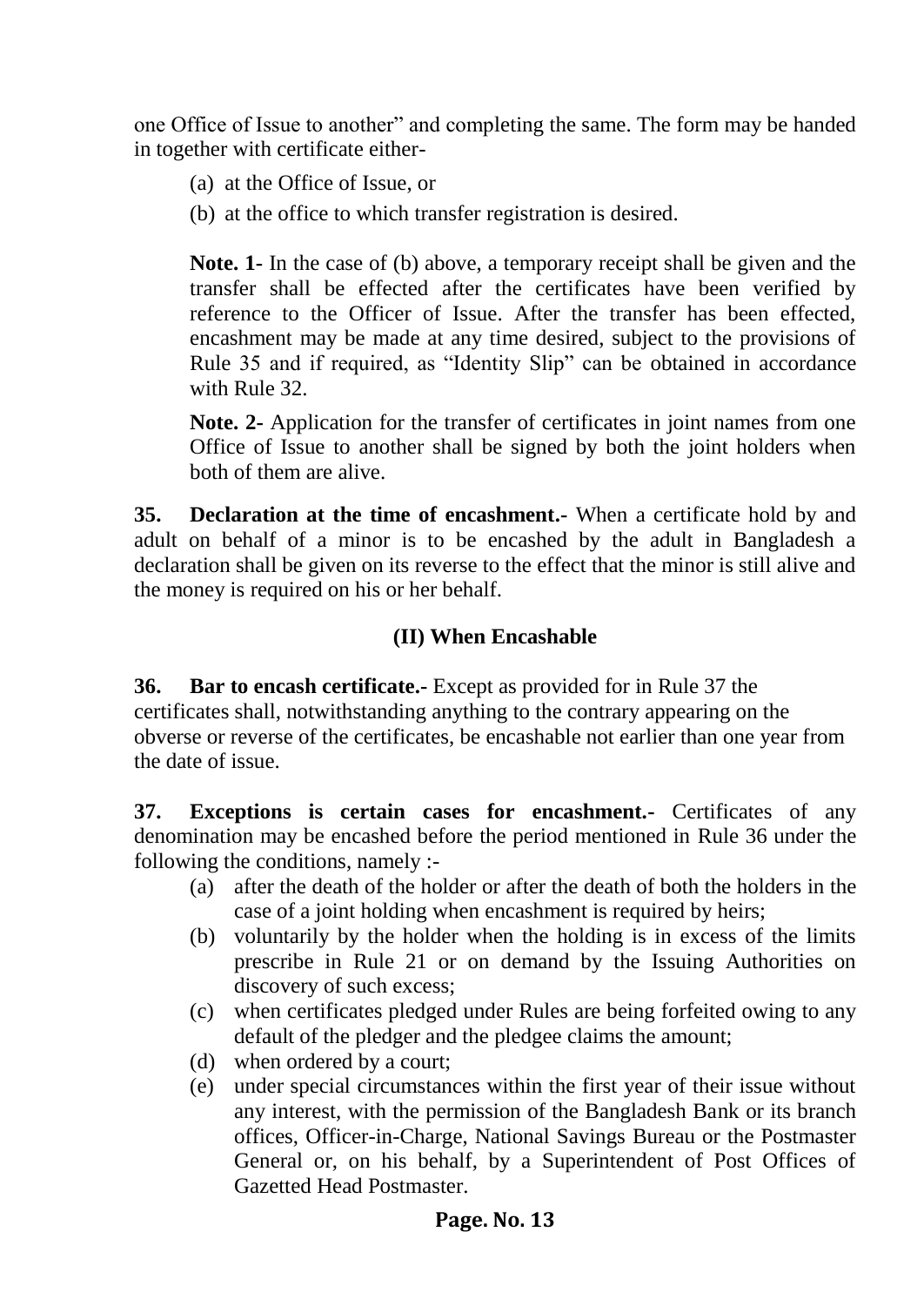one Office of Issue to another" and completing the same. The form may be handed in together with certificate either-

(a) at the Office of Issue, or

(b) at the office to which transfer registration is desired.

**Note. 1-** In the case of (b) above, a temporary receipt shall be given and the transfer shall be effected after the certificates have been verified by reference to the Officer of Issue. After the transfer has been effected, encashment may be made at any time desired, subject to the provisions of Rule 35 and if required, as "Identity Slip" can be obtained in accordance with Rule 32.

**Note. 2-** Application for the transfer of certificates in joint names from one Office of Issue to another shall be signed by both the joint holders when both of them are alive.

**35. Declaration at the time of encashment.-** When a certificate hold by and adult on behalf of a minor is to be encashed by the adult in Bangladesh a declaration shall be given on its reverse to the effect that the minor is still alive and the money is required on his or her behalf.

### (II) When Encashable

**36. Bar to encash certificate.-** Except as provided for in Rule 37 the certificates shall, notwithstanding anything to the contrary appearing on the obverse or reverse of the certificates, be encashable not earlier than one year from the date of issue.

**37. Exceptions is certain cases for encashment.-** Certificates of any denomination may be encashed before the period mentioned in Rule 36 under the following the conditions, namely :-

(a) after the death of the holder or after the death of both the holders in the case of a joint holding when encashment is required by heirs;

(b) voluntarily by the holder when the holding is in excess of the limits prescribe in Rule 21 or on demand by the Issuing Authorities on discovery of such excess;

(c) when certificates pledged under Rules are being forfeited owing to any default of the pledger and the pledgee claims the amount;

(d) when ordered by a court;

(e) under special circumstances within the first year of their issue without any interest, with the permission of the Bangladesh Bank or its branch offices, Officer-in-Charge, National Savings Bureau or the Postmaster General or, on his behalf, by a Superintendent of Post Offices of Gazetted Head Postmaster.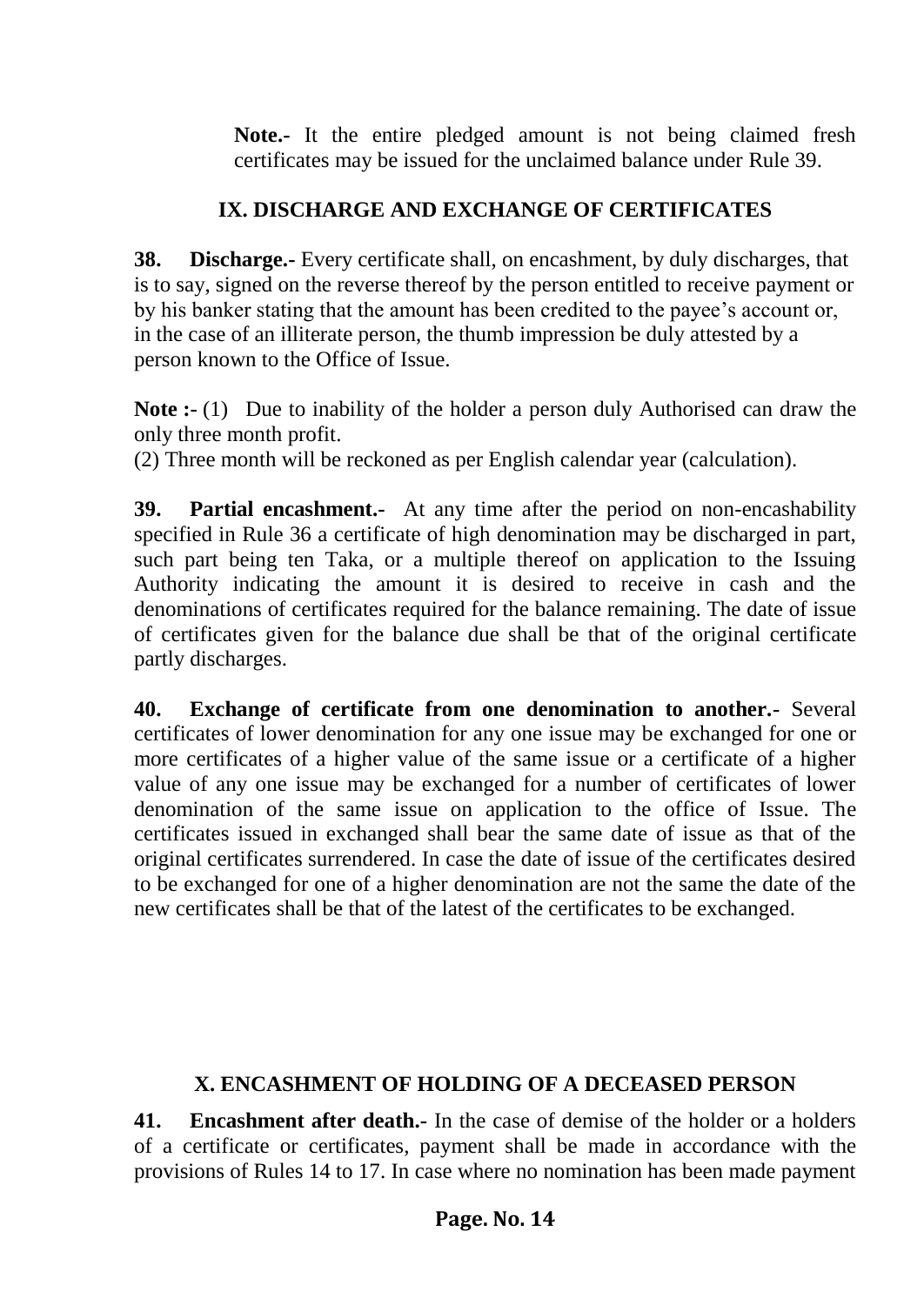**Note.-** It the entire pledged amount is not being claimed fresh certificates may be issued for the unclaimed balance under Rule 39.

## IX. DISCHARGE AND EXCHANGE OF CERTIFICATES

**38. Discharge.-** Every certificate shall, on encashment, by duly discharges, that is to say, signed on the reverse thereof by the person entitled to receive payment or by his banker stating that the amount has been credited to the payee's account or, in the case of an illiterate person, the thumb impression be duly attested by a person known to the Office of Issue.

**Note :-** (1) Due to inability of the holder a person duly Authorised can draw the only three month profit.

(2) Three month will be reckoned as per English calendar year (calculation).

**39. Partial encashment.-** At any time after the period on non-encashability specified in Rule 36 a certificate of high denomination may be discharged in part, such part being ten Taka, or a multiple thereof on application to the Issuing Authority indicating the amount it is desired to receive in cash and the denominations of certificates required for the balance remaining. The date of issue of certificates given for the balance due shall be that of the original certificate partly discharges.

**40. Exchange of certificate from one denomination to another.-** Several certificates of lower denomination for any one issue may be exchanged for one or more certificates of a higher value of the same issue or a certificate of a higher value of any one issue may be exchanged for a number of certificates of lower denomination of the same issue on application to the office of Issue. The certificates issued in exchanged shall bear the same date of issue as that of the original certificates surrendered. In case the date of issue of the certificates desired to be exchanged for one of a higher denomination are not the same the date of the new certificates shall be that of the latest of the certificates to be exchanged.

## X. ENCASHMENT OF HOLDING OF A DECEASED PERSON

**41. Encashment after death.-** In the case of demise of the holder or a holders of a certificate or certificates, payment shall be made in accordance with the provisions of Rules 14 to 17. In case where no nomination has been made payment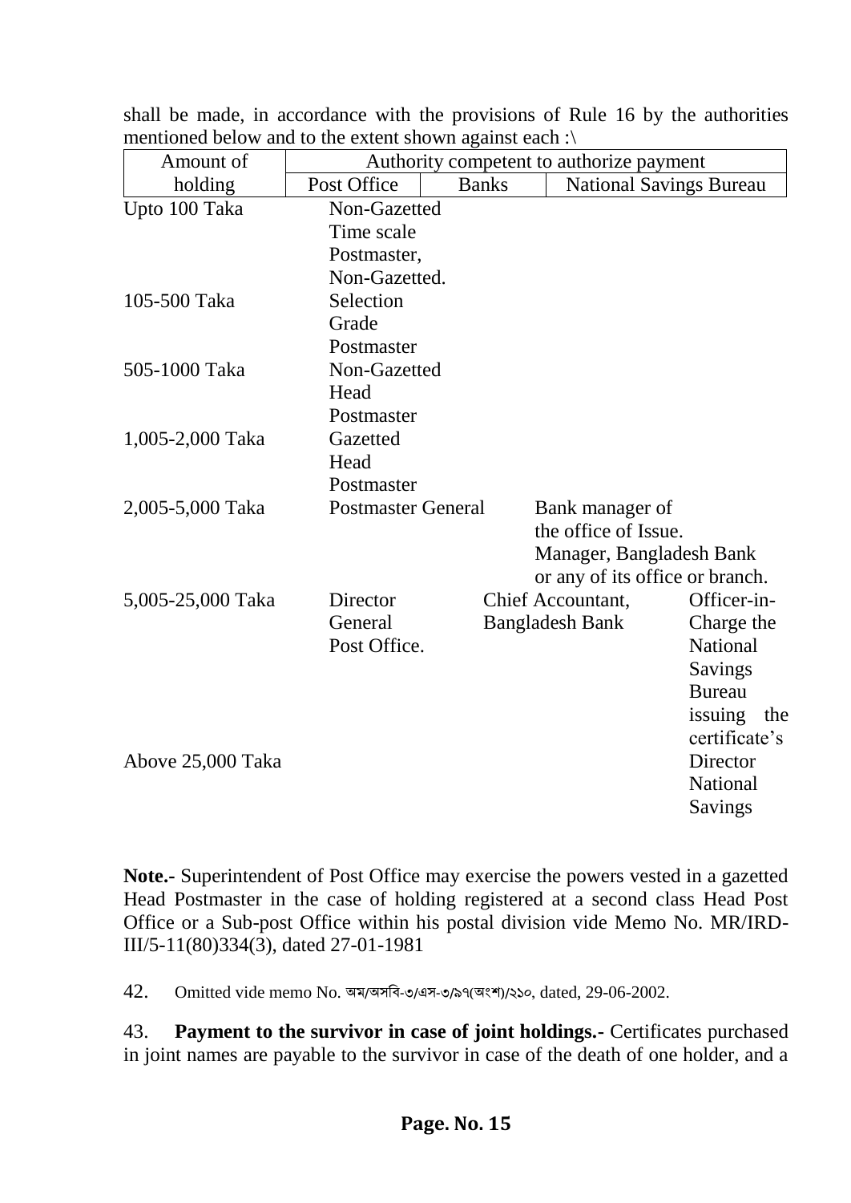shall be made, in accordance with the provisions of Rule 16 by the authorities mentioned below and to the extent shown against each :\

| Amount of holding | Authority competent to authorize payment | | |
|---|---|---|---|
| | Post Office | Banks | National Savings Bureau |
| Upto 100 Taka | Non-Gazetted Time scale Postmaster, | | |
| 105-500 Taka | Non-Gazetted. Selection Grade Postmaster | | |
| 505-1000 Taka | Non-Gazetted Head Postmaster | | |
| 1,005-2,000 Taka | Gazetted Head Postmaster | | |
| 2,005-5,000 Taka | Postmaster General | Bank manager of the office of Issue. Manager, Bangladesh Bank or any of its office or branch. | |
| 5,005-25,000 Taka | Director General Post Office. | Chief Accountant, Bangladesh Bank | Officer-in-Charge the National Savings Bureau issuing the certificate's |
| Above 25,000 Taka | | | Director National Savings |

**Note.-** Superintendent of Post Office may exercise the powers vested in a gazetted Head Postmaster in the case of holding registered at a second class Head Post Office or a Sub-post Office within his postal division vide Memo No. MR/IRD-III/5-11(80)334(3), dated 27-01-1981

42. Omitted vide memo No. অম/অসবি-৩/এস-৩/৯৭(অংশ)/২১০, dated, 29-06-2002.

43. **Payment to the survivor in case of joint holdings.-** Certificates purchased in joint names are payable to the survivor in case of the death of one holder, and a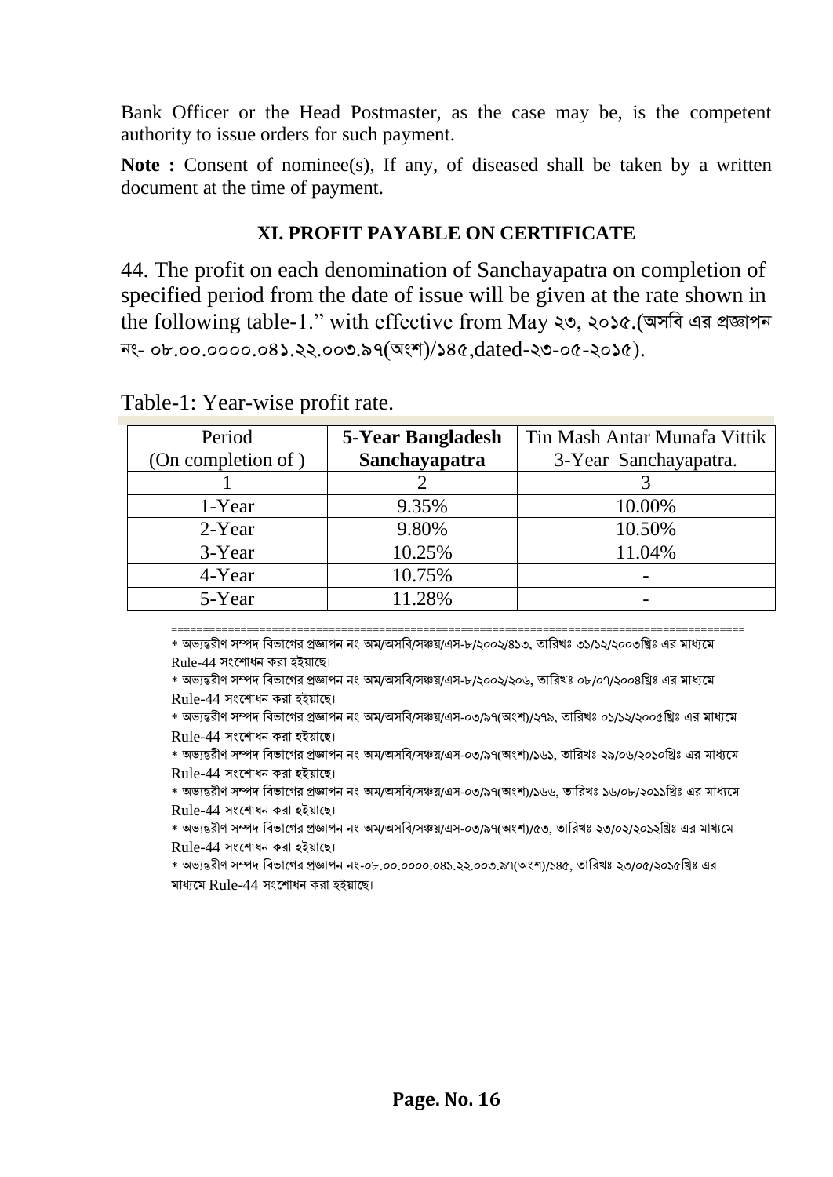Bank Officer or the Head Postmaster, as the case may be, is the competent authority to issue orders for such payment.

**Note :** Consent of nominee(s), If any, of diseased shall be taken by a written document at the time of payment.

### XI. PROFIT PAYABLE ON CERTIFICATE

44. The profit on each denomination of Sanchayapatra on completion of specified period from the date of issue will be given at the rate shown in the following table-1." with effective from May ২৩, ২০১৫.(অসবি এর প্রজ্ঞাপন নং- ০৮.০০.০০০০.০৪১.২২.০০৩.৯৭(অংশ)/১৪৫,dated-২৩-০৫-২০১৫).

Table-1: Year-wise profit rate.

| Period (On completion of ) | **5-Year Bangladesh Sanchayapatra** | Tin Mash Antar Munafa Vittik 3-Year Sanchayapatra. |
|---|---|---|
| 1 | 2 | 3 |
| 1-Year | 9.35% | 10.00% |
| 2-Year | 9.80% | 10.50% |
| 3-Year | 10.25% | 11.04% |
| 4-Year | 10.75% | - |
| 5-Year | 11.28% | - |

==========================================================================================

* অভ্যন্তরীণ সম্পদ বিভাগের প্রজ্ঞাপন নং অম/অসবি/সঞ্চয়/এস-৮/২০০২/৪১৩, তারিখঃ ৩১/১২/২০০৩খ্রিঃ এর মাধ্যমে Rule-44 সংশোধন করা হইয়াছে।
* অভ্যন্তরীণ সম্পদ বিভাগের প্রজ্ঞাপন নং অম/অসবি/সঞ্চয়/এস-৮/২০০২/২০৬, তারিখঃ ০৮/০৭/২০০৪খ্রিঃ এর মাধ্যমে Rule-44 সংশোধন করা হইয়াছে।
* অভ্যন্তরীণ সম্পদ বিভাগের প্রজ্ঞাপন নং অম/অসবি/সঞ্চয়/এস-০৩/৯৭(অংশ)/২৭৯, তারিখঃ ০১/১২/২০০৫খ্রিঃ এর মাধ্যমে Rule-44 সংশোধন করা হইয়াছে।
* অভ্যন্তরীণ সম্পদ বিভাগের প্রজ্ঞাপন নং অম/অসবি/সঞ্চয়/এস-০৩/৯৭(অংশ)/১৬১, তারিখঃ ২৯/০৬/২০১০খ্রিঃ এর মাধ্যমে Rule-44 সংশোধন করা হইয়াছে।
* অভ্যন্তরীণ সম্পদ বিভাগের প্রজ্ঞাপন নং অম/অসবি/সঞ্চয়/এস-০৩/৯৭(অংশ)/১৬৬, তারিখঃ ১৬/০৮/২০১১খ্রিঃ এর মাধ্যমে Rule-44 সংশোধন করা হইয়াছে।
* অভ্যন্তরীণ সম্পদ বিভাগের প্রজ্ঞাপন নং অম/অসবি/সঞ্চয়/এস-০৩/৯৭(অংশ)/৫৩, তারিখঃ ২৩/০২/২০১২খ্রিঃ এর মাধ্যমে Rule-44 সংশোধন করা হইয়াছে।
* অভ্যন্তরীণ সম্পদ বিভাগের প্রজ্ঞাপন নং-০৮.০০.০০০০.০৪১.২২.০০৩.৯৭(অংশ)/১৪৫, তারিখঃ ২৩/০৫/২০১৫খ্রিঃ এর মাধ্যমে Rule-44 সংশোধন করা হইয়াছে।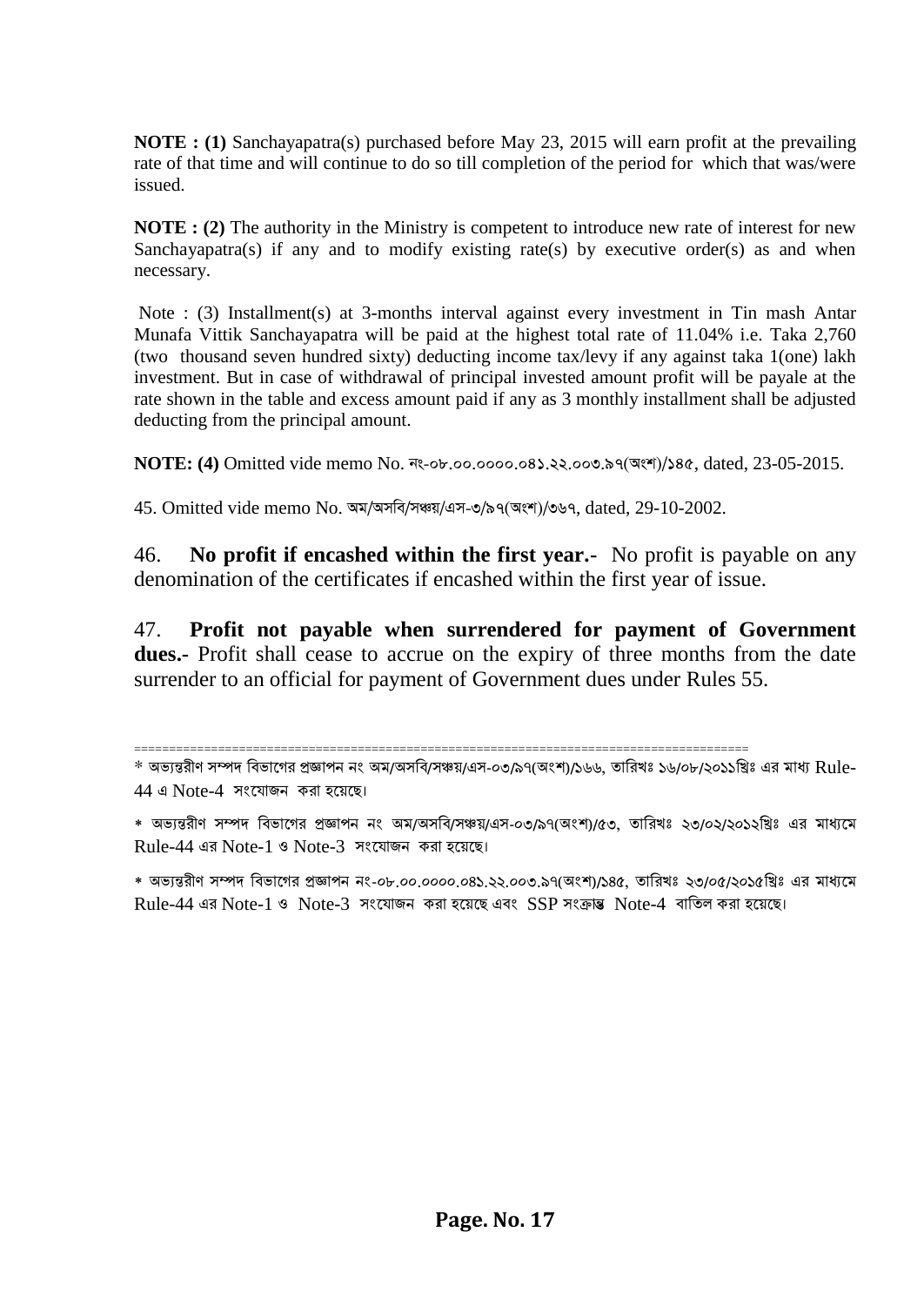**NOTE : (1)** Sanchayapatra(s) purchased before May 23, 2015 will earn profit at the prevailing rate of that time and will continue to do so till completion of the period for which that was/were issued.

**NOTE : (2)** The authority in the Ministry is competent to introduce new rate of interest for new Sanchayapatra(s) if any and to modify existing rate(s) by executive order(s) as and when necessary.

Note : (3) Installment(s) at 3-months interval against every investment in Tin mash Antar Munafa Vittik Sanchayapatra will be paid at the highest total rate of 11.04% i.e. Taka 2,760 (two thousand seven hundred sixty) deducting income tax/levy if any against taka 1(one) lakh investment. But in case of withdrawal of principal invested amount profit will be payale at the rate shown in the table and excess amount paid if any as 3 monthly installment shall be adjusted deducting from the principal amount.

**NOTE: (4)** Omitted vide memo No. নং-০৮.০০.০০০০.০৪১.২২.০০৩.৯৭(অংশ)/১৪৫, dated, 23-05-2015.

45. Omitted vide memo No. অম/অসবি/সঞ্চয়/এস-৩/৯৭(অংশ)/৩৬৭, dated, 29-10-2002.

46. **No profit if encashed within the first year.-** No profit is payable on any denomination of the certificates if encashed within the first year of issue.

47. **Profit not payable when surrendered for payment of Government dues.-** Profit shall cease to accrue on the expiry of three months from the date surrender to an official for payment of Government dues under Rules 55.

==========================================================================================

* অভ্যন্তরীণ সম্পদ বিভাগের প্রজ্ঞাপন নং অম/অসবি/সঞ্চয়/এস-০৩/৯৭(অংশ)/১৬৬, তারিখঃ ১৬/০৮/২০১১খ্রিঃ এর মাধ্য Rule-44 এ Note-4 সংযোজন করা হয়েছে।

* অভ্যন্তরীণ সম্পদ বিভাগের প্রজ্ঞাপন নং অম/অসবি/সঞ্চয়/এস-০৩/৯৭(অংশ)/৫৩, তারিখঃ ২৩/০২/২০১২খ্রিঃ এর মাধ্যমে Rule-44 এর Note-1 ও Note-3 সংযোজন করা হয়েছে।

* অভ্যন্তরীণ সম্পদ বিভাগের প্রজ্ঞাপন নং-০৮.০০.০০০০.০৪১.২২.০০৩.৯৭(অংশ)/১৪৫, তারিখঃ ২৩/০৫/২০১৫খ্রিঃ এর মাধ্যমে Rule-44 এর Note-1 ও Note-3 সংযোজন করা হয়েছে এবং SSP সংক্রান্ত Note-4 বাতিল করা হয়েছে।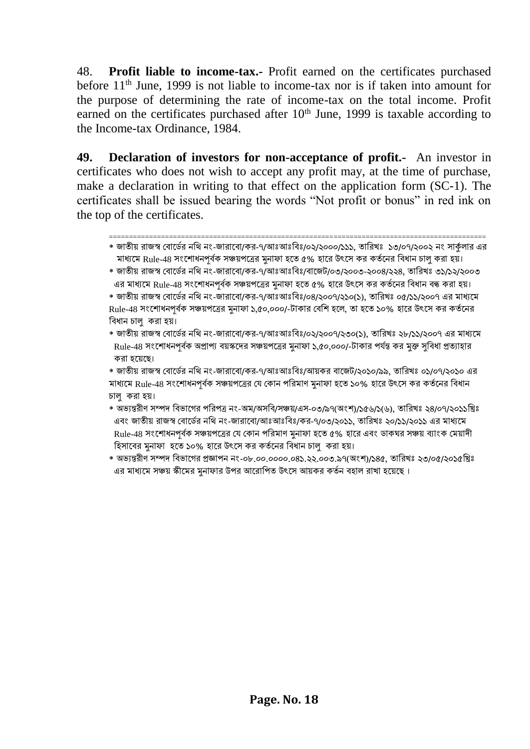48. **Profit liable to income-tax.-** Profit earned on the certificates purchased before 11th June, 1999 is not liable to income-tax nor is if taken into amount for the purpose of determining the rate of income-tax on the total income. Profit earned on the certificates purchased after 10th June, 1999 is taxable according to the Income-tax Ordinance, 1984.

**49. Declaration of investors for non-acceptance of profit.-** An investor in certificates who does not wish to accept any profit may, at the time of purchase, make a declaration in writing to that effect on the application form (SC-1). The certificates shall be issued bearing the words "Not profit or bonus" in red ink on the top of the certificates.

---

* জাতীয় রাজস্ব বোর্ডের নথি নং-জারাবো/কর-৭/আঃআঃবিঃ/০২/২০০০/১১১, তারিখঃ ১৩/০৭/২০০২ নং সার্কুলার এর মাধ্যমে Rule-48 সংশোধনপূর্বক সঞ্চয়পত্রের মুনাফা হতে ৫% হারে উৎসে কর কর্তনের বিধান চালু করা হয়।
* জাতীয় রাজস্ব বোর্ডের নথি নং-জারাবো/কর-৭/আঃআঃবিঃ/বাজেট/০৩/২০০৩-২০০৪/২২৪, তারিখঃ ৩১/১২/২০০৩ এর মাধ্যমে Rule-48 সংশোধনপূর্বক সঞ্চয়পত্রের মুনাফা হতে ৫% হারে উৎসে কর কর্তনের বিধান বন্ধ করা হয়।
* জাতীয় রাজস্ব বোর্ডের নথি নং-জারাবো/কর-৭/আঃআঃবিঃ/০৪/২০০৭/২১০(১), তারিখঃ ০৫/১১/২০০৭ এর মাধ্যমে Rule-48 সংশোধনপূর্বক সঞ্চয়পত্রের মুনাফা ১,৫০,০০০/-টাকার বেশি হলে, তা হতে ১০% হারে উৎসে কর কর্তনের বিধান চালু করা হয়।
* জাতীয় রাজস্ব বোর্ডের নথি নং-জারাবো/কর-৭/আঃআঃবিঃ/০২/২০০৭/২৩০(১), তারিখঃ ২৮/১১/২০০৭ এর মাধ্যমে Rule-48 সংশোধনপূর্বক অপ্রাপ্য বয়স্কদের সঞ্চয়পত্রের মুনাফা ১,৫০,০০০/-টাকার পর্যন্ত কর মুক্ত সুবিধা প্রত্যাহার করা হয়েছে।
* জাতীয় রাজস্ব বোর্ডের নথি নং-জারাবো/কর-৭/আঃআঃবিঃ/আয়কর বাজেট/২০১০/৯৯, তারিখঃ ০১/০৭/২০১০ এর মাধ্যমে Rule-48 সংশোধনপূর্বক সঞ্চয়পত্রের যে কোন পরিমাণ মুনাফা হতে ১০% হারে উৎসে কর কর্তনের বিধান চালু করা হয়।
* অভ্যন্তরীণ সম্পদ বিভাগের পরিপত্র নং-অম/অসবি/সঞ্চয়/এস-০৩/৯৭(অংশ)/১৫৬/১(৬), তারিখঃ ২৪/০৭/২০১১খ্রিঃ এবং জাতীয় রাজস্ব বোর্ডের নথি নং-জারাবো/আঃআঃবিঃ/কর-৭/০৩/২০১১, তারিখঃ ২০/১১/২০১১ এর মাধ্যমে Rule-48 সংশোধনপূর্বক সঞ্চয়পত্রের যে কোন পরিমাণ মুনাফা হতে ৫% হারে এবং ডাকঘর সঞ্চয় ব্যাংক মেয়াদী হিসাবের মুনাফা হতে ১০% হারে উৎসে কর কর্তনের বিধান চালু করা হয়।
* অভ্যন্তরীণ সম্পদ বিভাগের প্রজ্ঞাপন নং-০৮.০০.০০০০.০৪১.২২.০০৩.৯৭(অংশ)/১৪৫, তারিখঃ ২৩/০৫/২০১৫খ্রিঃ এর মাধ্যমে সঞ্চয় স্কীমের মুনাফার উপর আরোপিত উৎসে আয়কর কর্তন বহাল রাখা হয়েছে।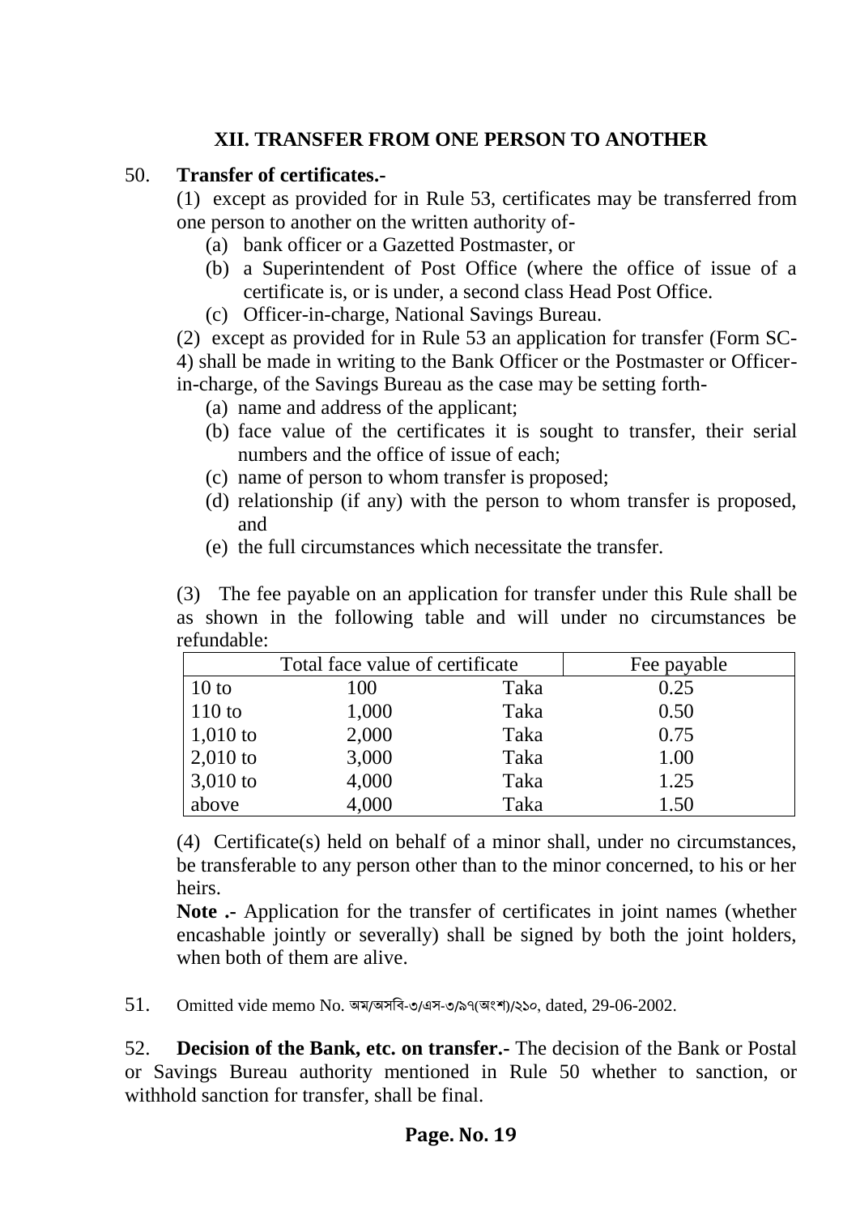## XII. TRANSFER FROM ONE PERSON TO ANOTHER

50. **Transfer of certificates.-**

(1) except as provided for in Rule 53, certificates may be transferred from one person to another on the written authority of-

(a) bank officer or a Gazetted Postmaster, or

(b) a Superintendent of Post Office (where the office of issue of a certificate is, or is under, a second class Head Post Office.

(c) Officer-in-charge, National Savings Bureau.

(2) except as provided for in Rule 53 an application for transfer (Form SC-4) shall be made in writing to the Bank Officer or the Postmaster or Officer-in-charge, of the Savings Bureau as the case may be setting forth-

(a) name and address of the applicant;

(b) face value of the certificates it is sought to transfer, their serial numbers and the office of issue of each;

(c) name of person to whom transfer is proposed;

(d) relationship (if any) with the person to whom transfer is proposed, and

(e) the full circumstances which necessitate the transfer.

(3) The fee payable on an application for transfer under this Rule shall be as shown in the following table and will under no circumstances be refundable:

| Total face value of certificate | | | Fee payable |
|---|---|---|---|
| 10 to | 100 | Taka | 0.25 |
| 110 to | 1,000 | Taka | 0.50 |
| 1,010 to | 2,000 | Taka | 0.75 |
| 2,010 to | 3,000 | Taka | 1.00 |
| 3,010 to | 4,000 | Taka | 1.25 |
| above | 4,000 | Taka | 1.50 |

(4) Certificate(s) held on behalf of a minor shall, under no circumstances, be transferable to any person other than to the minor concerned, to his or her heirs.

**Note .-** Application for the transfer of certificates in joint names (whether encashable jointly or severally) shall be signed by both the joint holders, when both of them are alive.

51. Omitted vide memo No. অম/অসবি-৩/এস-৩/৯৭(অংশ)/২১০, dated, 29-06-2002.

52. **Decision of the Bank, etc. on transfer.-** The decision of the Bank or Postal or Savings Bureau authority mentioned in Rule 50 whether to sanction, or withhold sanction for transfer, shall be final.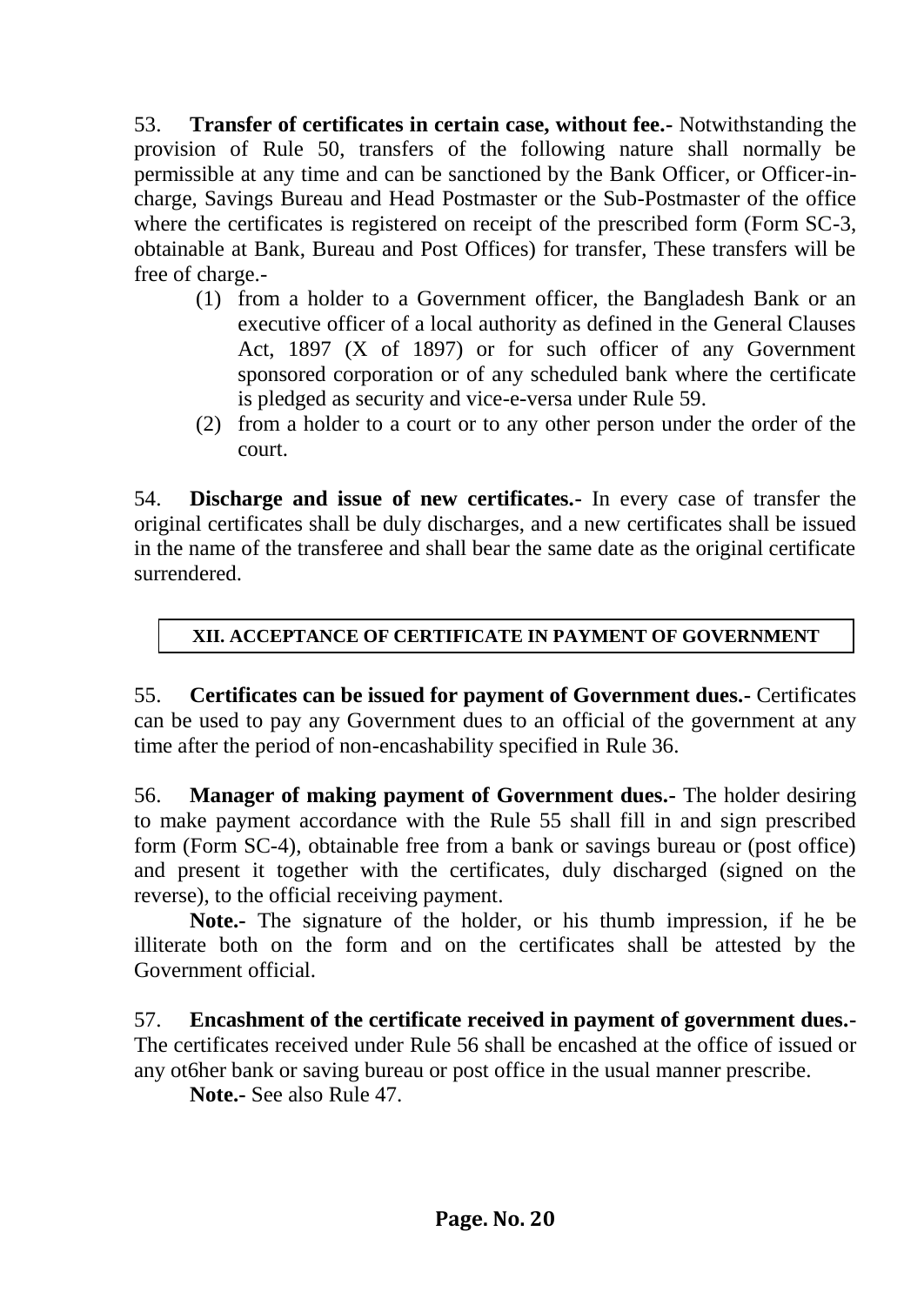53. **Transfer of certificates in certain case, without fee.-** Notwithstanding the provision of Rule 50, transfers of the following nature shall normally be permissible at any time and can be sanctioned by the Bank Officer, or Officer-in-charge, Savings Bureau and Head Postmaster or the Sub-Postmaster of the office where the certificates is registered on receipt of the prescribed form (Form SC-3, obtainable at Bank, Bureau and Post Offices) for transfer, These transfers will be free of charge.-

(1) from a holder to a Government officer, the Bangladesh Bank or an executive officer of a local authority as defined in the General Clauses Act, 1897 (X of 1897) or for such officer of any Government sponsored corporation or of any scheduled bank where the certificate is pledged as security and vice-e-versa under Rule 59.

(2) from a holder to a court or to any other person under the order of the court.

54. **Discharge and issue of new certificates.-** In every case of transfer the original certificates shall be duly discharges, and a new certificates shall be issued in the name of the transferee and shall bear the same date as the original certificate surrendered.

## XII. ACCEPTANCE OF CERTIFICATE IN PAYMENT OF GOVERNMENT

55. **Certificates can be issued for payment of Government dues.-** Certificates can be used to pay any Government dues to an official of the government at any time after the period of non-encashability specified in Rule 36.

56. **Manager of making payment of Government dues.-** The holder desiring to make payment accordance with the Rule 55 shall fill in and sign prescribed form (Form SC-4), obtainable free from a bank or savings bureau or (post office) and present it together with the certificates, duly discharged (signed on the reverse), to the official receiving payment.

**Note.-** The signature of the holder, or his thumb impression, if he be illiterate both on the form and on the certificates shall be attested by the Government official.

57. **Encashment of the certificate received in payment of government dues.-** The certificates received under Rule 56 shall be encashed at the office of issued or any ot6her bank or saving bureau or post office in the usual manner prescribe.

**Note.-** See also Rule 47.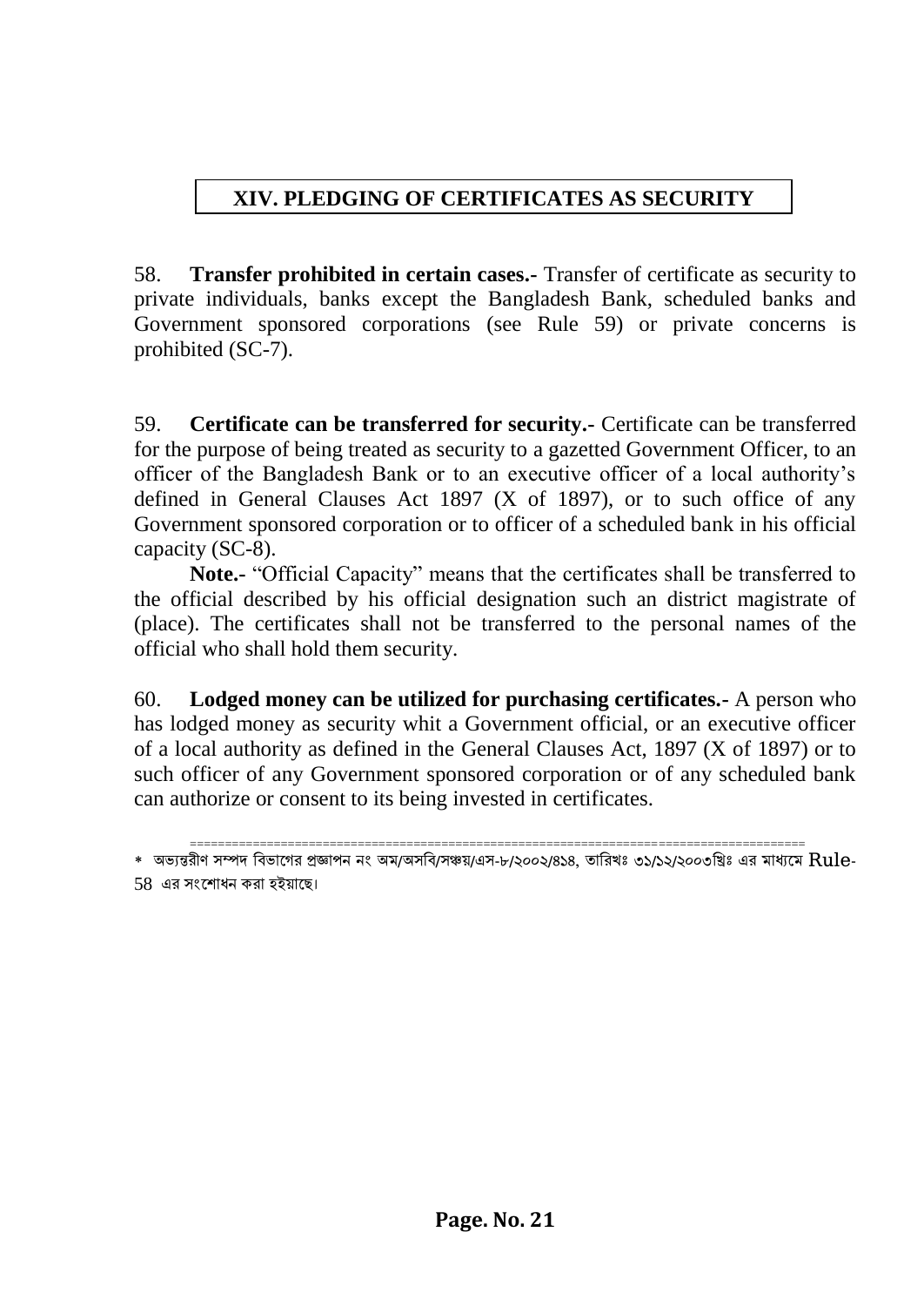## XIV. PLEDGING OF CERTIFICATES AS SECURITY

58. **Transfer prohibited in certain cases.-** Transfer of certificate as security to private individuals, banks except the Bangladesh Bank, scheduled banks and Government sponsored corporations (see Rule 59) or private concerns is prohibited (SC-7).

59. **Certificate can be transferred for security.-** Certificate can be transferred for the purpose of being treated as security to a gazetted Government Officer, to an officer of the Bangladesh Bank or to an executive officer of a local authority's defined in General Clauses Act 1897 (X of 1897), or to such office of any Government sponsored corporation or to officer of a scheduled bank in his official capacity (SC-8).

**Note.-** "Official Capacity" means that the certificates shall be transferred to the official described by his official designation such an district magistrate of (place). The certificates shall not be transferred to the personal names of the official who shall hold them security.

60. **Lodged money can be utilized for purchasing certificates.-** A person who has lodged money as security whit a Government official, or an executive officer of a local authority as defined in the General Clauses Act, 1897 (X of 1897) or to such officer of any Government sponsored corporation or of any scheduled bank can authorize or consent to its being invested in certificates.

================================================================================

\* অভ্যন্তরীণ সম্পদ বিভাগের প্রজ্ঞাপন নং অম/অসবি/সঞ্চয়/এস-৮/২০০২/৪১৪, তারিখঃ ৩১/১২/২০০৩খ্রিঃ এর মাধ্যমে Rule-58 এর সংশোধন করা হইয়াছে।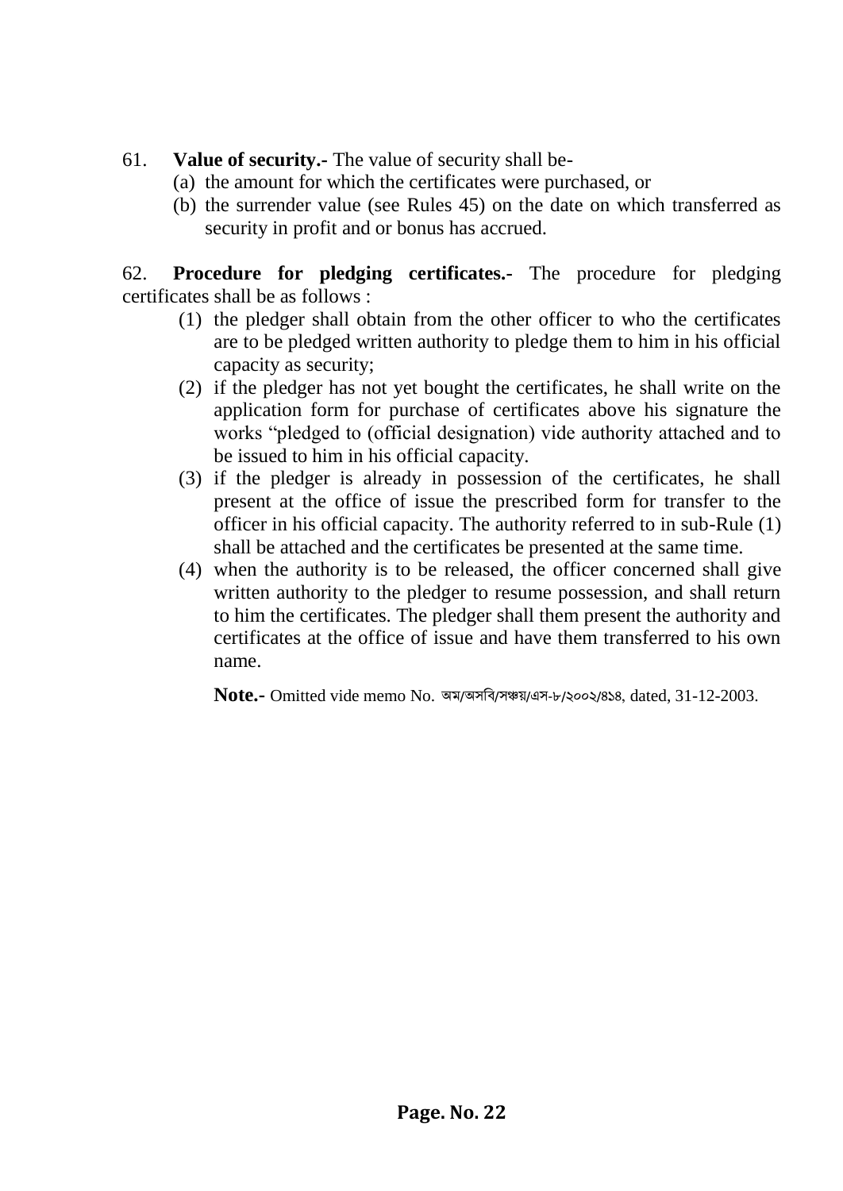61. **Value of security.-** The value of security shall be-

(a) the amount for which the certificates were purchased, or

(b) the surrender value (see Rules 45) on the date on which transferred as security in profit and or bonus has accrued.

62. **Procedure for pledging certificates.-** The procedure for pledging certificates shall be as follows :

(1) the pledger shall obtain from the other officer to who the certificates are to be pledged written authority to pledge them to him in his official capacity as security;

(2) if the pledger has not yet bought the certificates, he shall write on the application form for purchase of certificates above his signature the works "pledged to (official designation) vide authority attached and to be issued to him in his official capacity.

(3) if the pledger is already in possession of the certificates, he shall present at the office of issue the prescribed form for transfer to the officer in his official capacity. The authority referred to in sub-Rule (1) shall be attached and the certificates be presented at the same time.

(4) when the authority is to be released, the officer concerned shall give written authority to the pledger to resume possession, and shall return to him the certificates. The pledger shall them present the authority and certificates at the office of issue and have them transferred to his own name.

**Note.-** Omitted vide memo No. অম/অসবি/সঞ্চয়/এস-৮/২০০২/৪১৪, dated, 31-12-2003.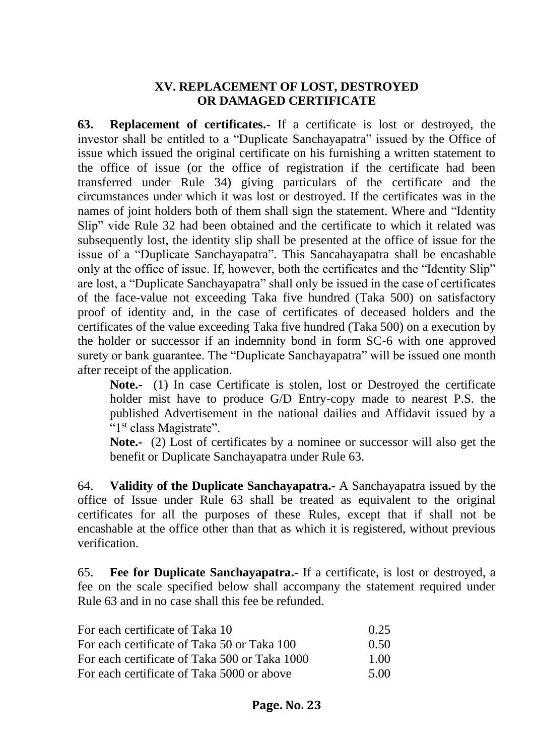## XV. REPLACEMENT OF LOST, DESTROYED OR DAMAGED CERTIFICATE

**63. Replacement of certificates.-** If a certificate is lost or destroyed, the investor shall be entitled to a "Duplicate Sanchayapatra" issued by the Office of issue which issued the original certificate on his furnishing a written statement to the office of issue (or the office of registration if the certificate had been transferred under Rule 34) giving particulars of the certificate and the circumstances under which it was lost or destroyed. If the certificates was in the names of joint holders both of them shall sign the statement. Where and "Identity Slip" vide Rule 32 had been obtained and the certificate to which it related was subsequently lost, the identity slip shall be presented at the office of issue for the issue of a "Duplicate Sanchayapatra". This Sancahayapatra shall be encashable only at the office of issue. If, however, both the certificates and the "Identity Slip" are lost, a "Duplicate Sanchayapatra" shall only be issued in the case of certificates of the face-value not exceeding Taka five hundred (Taka 500) on satisfactory proof of identity and, in the case of certificates of deceased holders and the certificates of the value exceeding Taka five hundred (Taka 500) on a execution by the holder or successor if an indemnity bond in form SC-6 with one approved surety or bank guarantee. The "Duplicate Sanchayapatra" will be issued one month after receipt of the application.

> **Note.-** (1) In case Certificate is stolen, lost or Destroyed the certificate holder mist have to produce G/D Entry-copy made to nearest P.S. the published Advertisement in the national dailies and Affidavit issued by a "1st class Magistrate".
>
> **Note.-** (2) Lost of certificates by a nominee or successor will also get the benefit or Duplicate Sanchayapatra under Rule 63.

64. **Validity of the Duplicate Sanchayapatra.-** A Sanchayapatra issued by the office of Issue under Rule 63 shall be treated as equivalent to the original certificates for all the purposes of these Rules, except that if shall not be encashable at the office other than that as which it is registered, without previous verification.

65. **Fee for Duplicate Sanchayapatra.-** If a certificate, is lost or destroyed, a fee on the scale specified below shall accompany the statement required under Rule 63 and in no case shall this fee be refunded.

| | |
|---|---|
| For each certificate of Taka 10 | 0.25 |
| For each certificate of Taka 50 or Taka 100 | 0.50 |
| For each certificate of Taka 500 or Taka 1000 | 1.00 |
| For each certificate of Taka 5000 or above | 5.00 |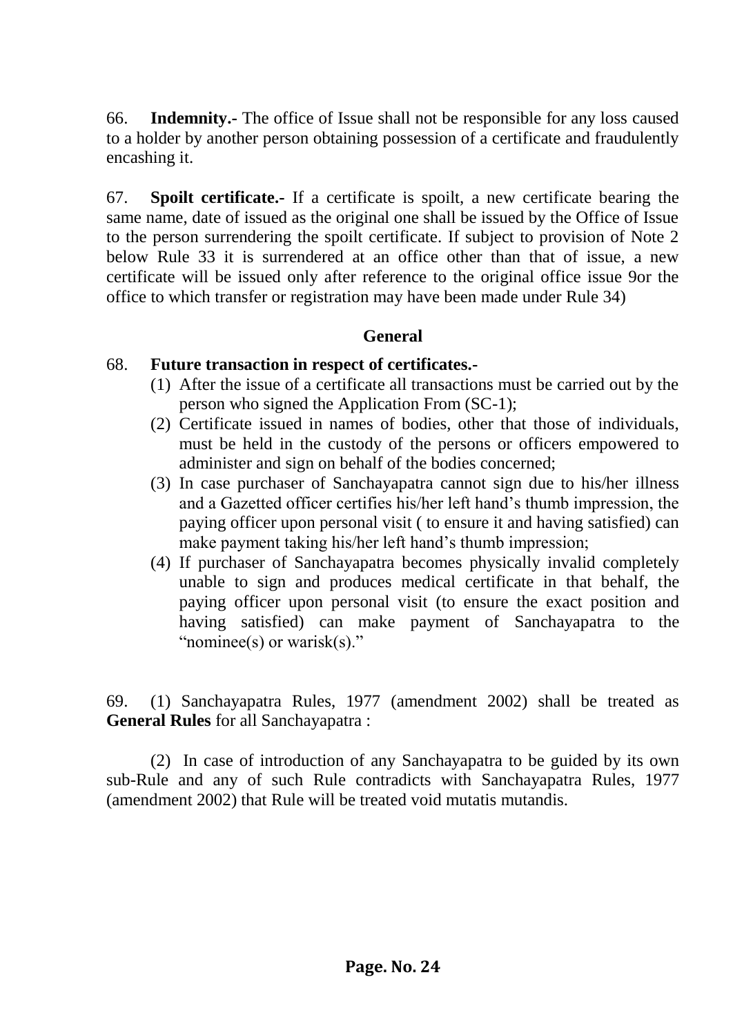66. **Indemnity.-** The office of Issue shall not be responsible for any loss caused to a holder by another person obtaining possession of a certificate and fraudulently encashing it.

67. **Spoilt certificate.-** If a certificate is spoilt, a new certificate bearing the same name, date of issued as the original one shall be issued by the Office of Issue to the person surrendering the spoilt certificate. If subject to provision of Note 2 below Rule 33 it is surrendered at an office other than that of issue, a new certificate will be issued only after reference to the original office issue 9or the office to which transfer or registration may have been made under Rule 34)

**General**

68. **Future transaction in respect of certificates.-**

(1) After the issue of a certificate all transactions must be carried out by the person who signed the Application From (SC-1);

(2) Certificate issued in names of bodies, other that those of individuals, must be held in the custody of the persons or officers empowered to administer and sign on behalf of the bodies concerned;

(3) In case purchaser of Sanchayapatra cannot sign due to his/her illness and a Gazetted officer certifies his/her left hand's thumb impression, the paying officer upon personal visit ( to ensure it and having satisfied) can make payment taking his/her left hand's thumb impression;

(4) If purchaser of Sanchayapatra becomes physically invalid completely unable to sign and produces medical certificate in that behalf, the paying officer upon personal visit (to ensure the exact position and having satisfied) can make payment of Sanchayapatra to the "nominee(s) or warisk(s)."

69. (1) Sanchayapatra Rules, 1977 (amendment 2002) shall be treated as **General Rules** for all Sanchayapatra :

(2) In case of introduction of any Sanchayapatra to be guided by its own sub-Rule and any of such Rule contradicts with Sanchayapatra Rules, 1977 (amendment 2002) that Rule will be treated void mutatis mutandis.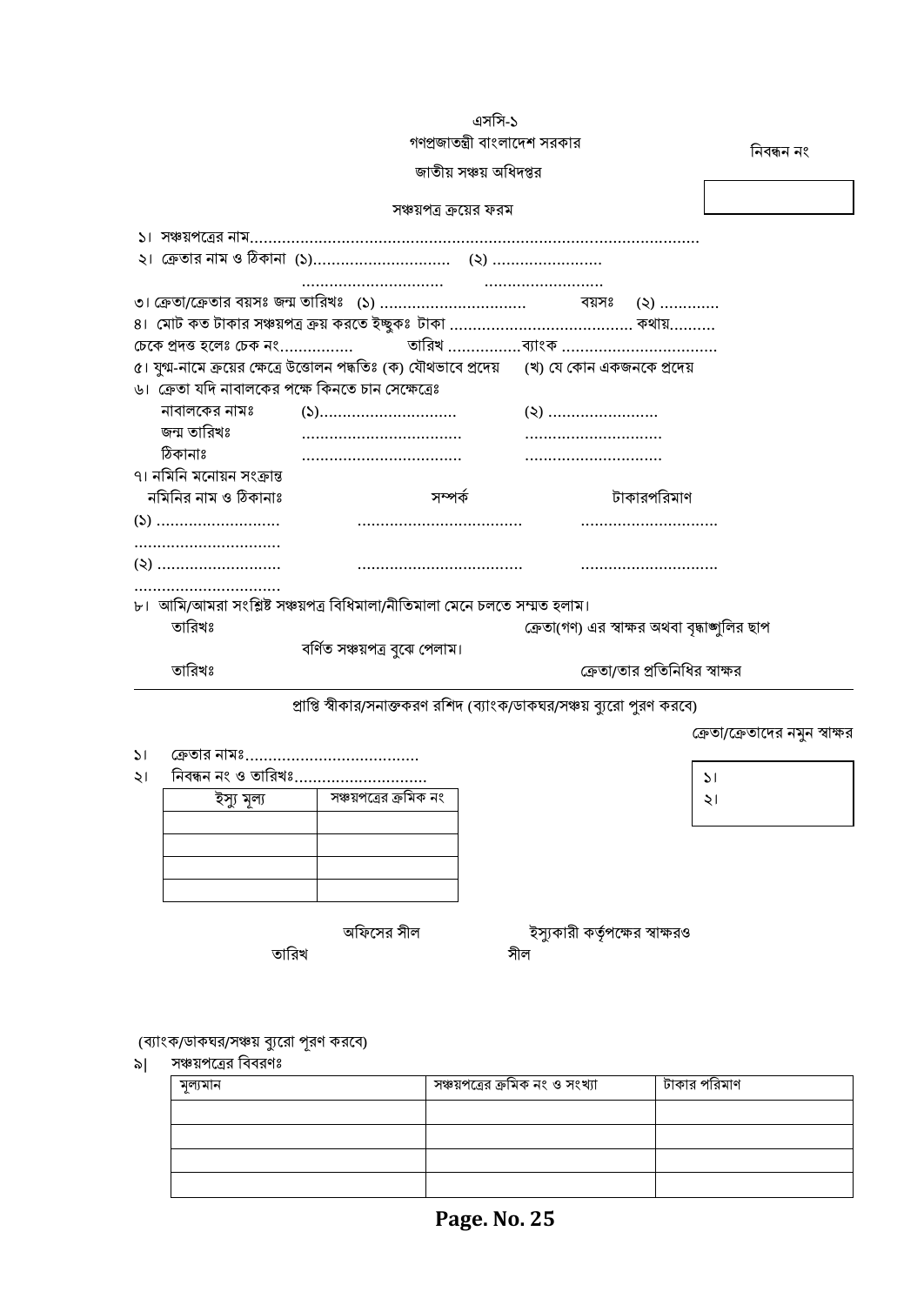এসসি-১

গণপ্রজাতন্ত্রী বাংলাদেশ সরকার

জাতীয় সঞ্চয় অধিদপ্তর

নিবন্ধন নং

সঞ্চয়পত্র ক্রয়ের ফরম

১। সঞ্চয়পত্রের নাম..................................................................................................

২। ক্রেতার নাম ও ঠিকানা (১).............................. (২) ........................

............................... ..........................

৩। ক্রেতা/ক্রেতার বয়সঃ জন্ম তারিখঃ (১) ................................ বয়সঃ (২) ............

৪। মোট কত টাকার সঞ্চয়পত্র ক্রয় করতে ইচ্ছুকঃ টাকা ........................................ কথায়..........

চেকে প্রদত্ত হলেঃ চেক নং................ তারিখ ................ব্যাংক ..................................

৫। যুগ্ম-নামে ক্রয়ের ক্ষেত্রে উত্তোলন পদ্ধতিঃ (ক) যৌথভাবে প্রদেয় (খ) যে কোন একজনকে প্রদেয়

৬। ক্রেতা যদি নাবালকের পক্ষে কিনতে চান সেক্ষেত্রেঃ

নাবালকের নামঃ (১).............................. (২) ........................

জন্ম তারিখঃ ................................... ..............................

ঠিকানাঃ ................................... ..............................

৭। নমিনি মনোয়ন সংক্রান্ত

| নমিনির নাম ও ঠিকানাঃ | সম্পর্ক | টাকারপরিমাণ |
|---|---|---|
| (১) ........................... ................................ | ................................... | .............................. |
| (২) ........................... ................................ | ................................... | .............................. |

৮। আমি/আমরা সংশ্লিষ্ট সঞ্চয়পত্র বিধিমালা/নীতিমালা মেনে চলতে সম্মত হলাম।

তারিখঃ ক্রেতা(গণ) এর স্বাক্ষর অথবা বৃদ্ধাঙ্গুলির ছাপ

বর্ণিত সঞ্চয়পত্র বুঝে পেলাম।

তারিখঃ ক্রেতা/তার প্রতিনিধির স্বাক্ষর

---

প্রাপ্তি স্বীকার/সনাক্তকরণ রশিদ (ব্যাংক/ডাকঘর/সঞ্চয় ব্যুরো পুরণ করবে)

ক্রেতা/ক্রেতাদের নমুন স্বাক্ষর

১।
২।

১। ক্রেতার নামঃ......................................

২। নিবন্ধন নং ও তারিখঃ.............................

| ইস্যু মূল্য | সঞ্চয়পত্রের ক্রমিক নং |
|---|---|
| | |
| | |
| | |
| | |

অফিসের সীল ইস্যুকারী কর্তৃপক্ষের স্বাক্ষরও

তারিখ সীল

(ব্যাংক/ডাকঘর/সঞ্চয় ব্যুরো পূরণ করবে)

৯| সঞ্চয়পত্রের বিবরণঃ

| মূল্যমান | সঞ্চয়পত্রের ক্রমিক নং ও সংখ্যা | টাকার পরিমাণ |
|---|---|---|
| | | |
| | | |
| | | |
| | | |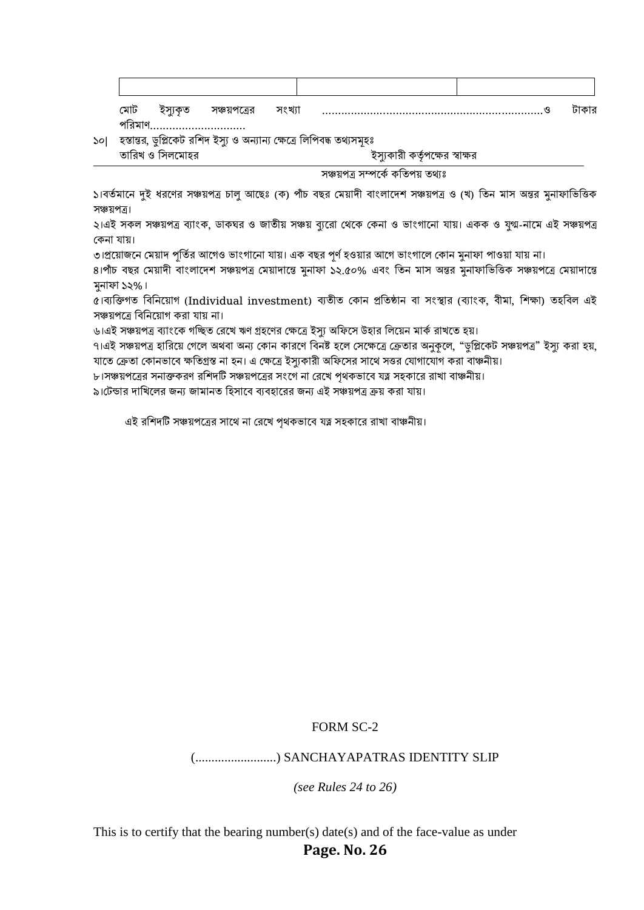| | | |
|---|---|---|
| | | |

মোট ইস্যুকৃত সঞ্চয়পত্রের সংখ্যা .....................................................................ও টাকার পরিমাণ..............................

১০| হস্তান্তর, ডুপ্লিকেট রশিদ ইস্যু ও অন্যান্য ক্ষেত্রে লিপিবদ্ধ তথ্যসমূহঃ

তারিখ ও সিলমোহর ইস্যুকারী কর্তৃপক্ষের স্বাক্ষর

সঞ্চয়পত্র সম্পর্কে কতিপয় তথ্যঃ

১।বর্তমানে দুই ধরণের সঞ্চয়পত্র চালু আছেঃ (ক) পাঁচ বছর মেয়াদী বাংলাদেশ সঞ্চয়পত্র ও (খ) তিন মাস অন্তর মুনাফাভিত্তিক সঞ্চয়পত্র।

২।এই সকল সঞ্চয়পত্র ব্যাংক, ডাকঘর ও জাতীয় সঞ্চয় ব্যুরো থেকে কেনা ও ভাংগানো যায়। একক ও যুগ্ম-নামে এই সঞ্চয়পত্র কেনা যায়।

৩।প্রয়োজনে মেয়াদ পূর্তির আগেও ভাংগানো যায়। এক বছর পূর্ণ হওয়ার আগে ভাংগালে কোন মুনাফা পাওয়া যায় না।

৪।পাঁচ বছর মেয়াদী বাংলাদেশ সঞ্চয়পত্র মেয়াদান্তে মুনাফা ১২.৫০% এবং তিন মাস অন্তর মুনাফাভিত্তিক সঞ্চয়পত্রে মেয়াদান্তে মুনাফা ১২%।

৫।ব্যক্তিগত বিনিয়োগ (Individual investment) ব্যতীত কোন প্রতিষ্ঠান বা সংস্থার (ব্যাংক, বীমা, শিক্ষা) তহবিল এই সঞ্চয়পত্রে বিনিয়োগ করা যায় না।

৬।এই সঞ্চয়পত্র ব্যাংকে গচ্ছিত রেখে ঋণ গ্রহণের ক্ষেত্রে ইস্যু অফিসে উহার লিয়েন মার্ক রাখতে হয়।

৭।এই সঞ্চয়পত্র হারিয়ে গেলে অথবা অন্য কোন কারণে বিনষ্ট হলে সেক্ষেত্রে ক্রেতার অনুকূলে, "ডুপ্লিকেট সঞ্চয়পত্র" ইস্যু করা হয়, যাতে ক্রেতা কোনভাবে ক্ষতিগ্রস্ত না হন। এ ক্ষেত্রে ইস্যুকারী অফিসের সাথে সত্তর যোগাযোগ করা বাঞ্চনীয়।

৮।সঞ্চয়পত্রের সনাক্তকরণ রশিদটি সঞ্চয়পত্রের সংগে না রেখে পৃথকভাবে যত্ন সহকারে রাখা বাঞ্চনীয়।

৯।টেন্ডার দাখিলের জন্য জামানত হিসাবে ব্যবহারের জন্য এই সঞ্চয়পত্র ক্রয় করা যায়।

এই রশিদটি সঞ্চয়পত্রের সাথে না রেখে পৃথকভাবে যত্ন সহকারে রাখা বাঞ্চনীয়।

FORM SC-2

(.........................) SANCHAYAPATRAS IDENTITY SLIP

*(see Rules 24 to 26)*

This is to certify that the bearing number(s) date(s) and of the face-value as under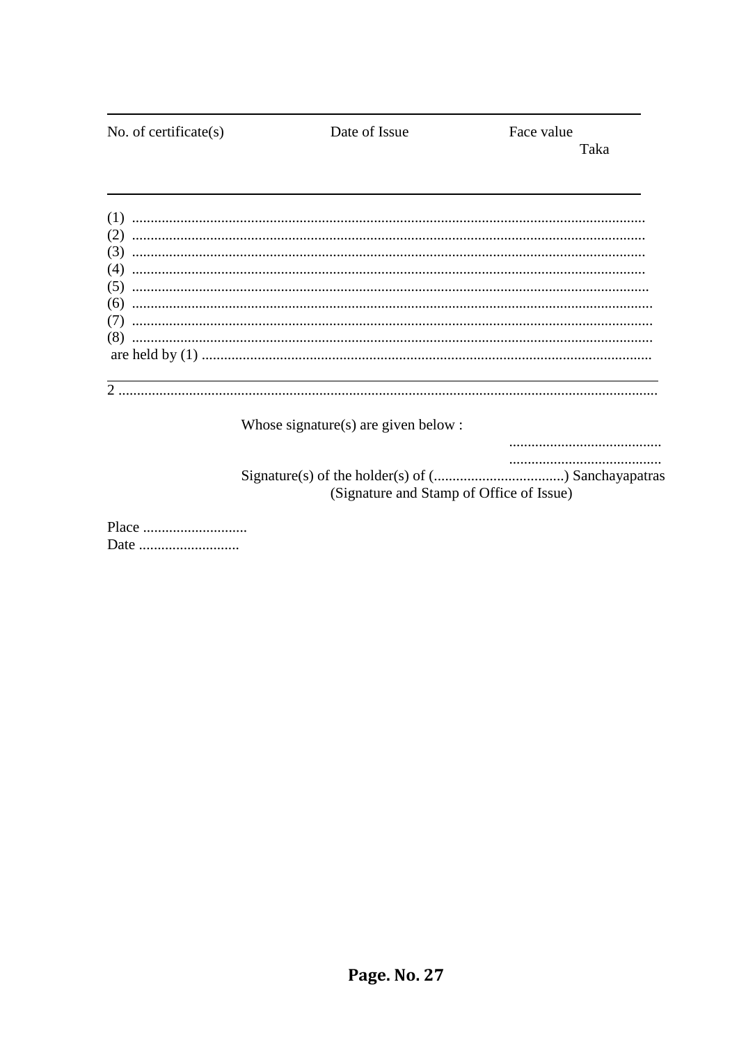| No. of certificate(s) | Date of Issue | Face value<br>Taka |
| --- | --- | --- |
| | | |

(1) ..........................................................................................................................................

(2) ..........................................................................................................................................

(3) ..........................................................................................................................................

(4) ..........................................................................................................................................

(5) ..........................................................................................................................................

(6) ..........................................................................................................................................

(7) ..........................................................................................................................................

(8) ..........................................................................................................................................

are held by (1) .........................................................................................................................

2 ..............................................................................................................................................

Whose signature(s) are given below :

.........................................

.........................................

Signature(s) of the holder(s) of (...................................) Sanchayapatras

(Signature and Stamp of Office of Issue)

Place ............................

Date ...........................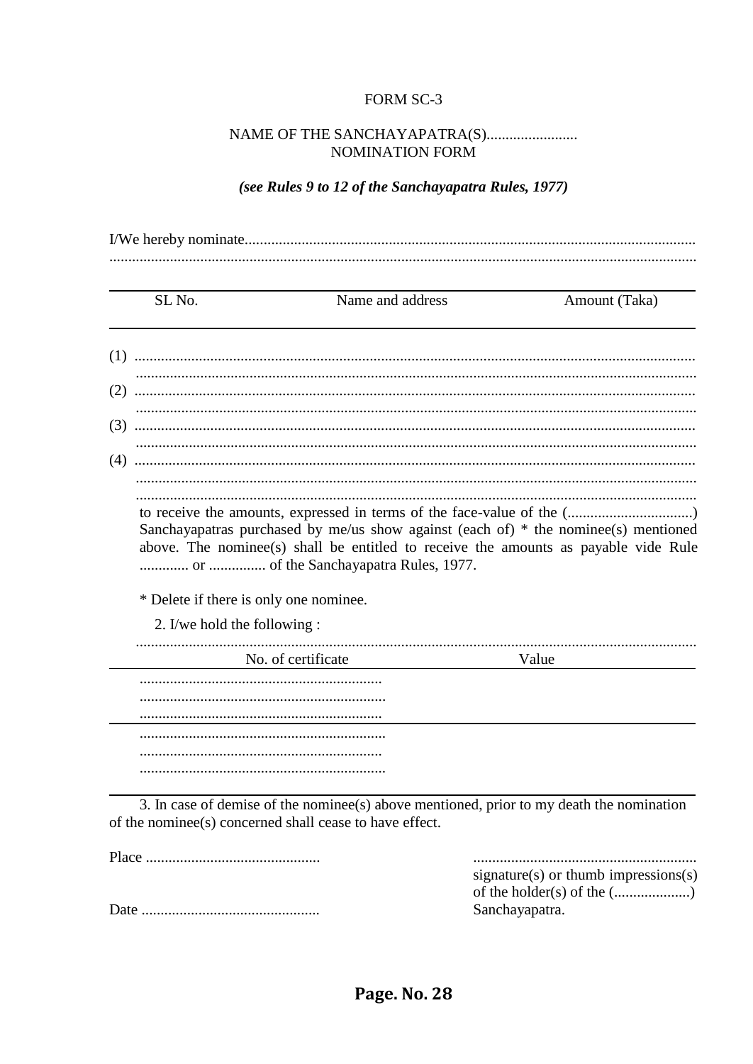FORM SC-3

NAME OF THE SANCHAYAPATRA(S)........................
NOMINATION FORM

***(see Rules 9 to 12 of the Sanchayapatra Rules, 1977)***

I/We hereby nominate.....................................................................................................................
.........................................................................................................................................

| SL No. | Name and address | Amount (Taka) |
|---|---|---|

(1) .................................................................................................................................
.................................................................................................................................

(2) .................................................................................................................................
.................................................................................................................................

(3) .................................................................................................................................
.................................................................................................................................

(4) .................................................................................................................................
.................................................................................................................................
.................................................................................................................................

to receive the amounts, expressed in terms of the face-value of the (.................................) Sanchayapatras purchased by me/us show against (each of) * the nominee(s) mentioned above. The nominee(s) shall be entitled to receive the amounts as payable vide Rule ............. or ............... of the Sanchayapatra Rules, 1977.

* Delete if there is only one nominee.

2. I/we hold the following :

.................................................................................................................................

| No. of certificate | Value |
|---|---|
| ................................................................ | |
| ................................................................ | |
| ................................................................ | |
| ................................................................ | |
| ................................................................ | |
| ................................................................ | |

3. In case of demise of the nominee(s) above mentioned, prior to my death the nomination of the nominee(s) concerned shall cease to have effect.

Place ..............................................

Date ...............................................

..........................................................
signature(s) or thumb impressions(s) of the holder(s) of the (....................) Sanchayapatra.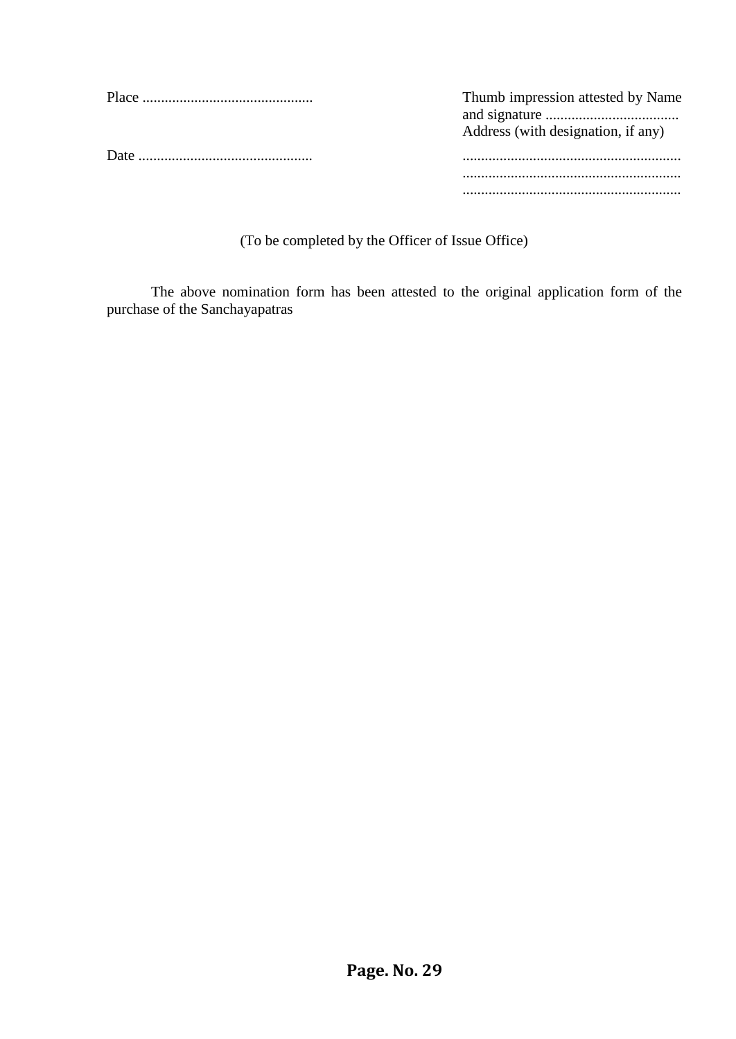| | |
|---|---|
| Place ............................................... | Thumb impression attested by Name and signature .................................... Address (with designation, if any) |
| Date ............................................... | ........................................................... ........................................................... ........................................................... |

(To be completed by the Officer of Issue Office)

The above nomination form has been attested to the original application form of the purchase of the Sanchayapatras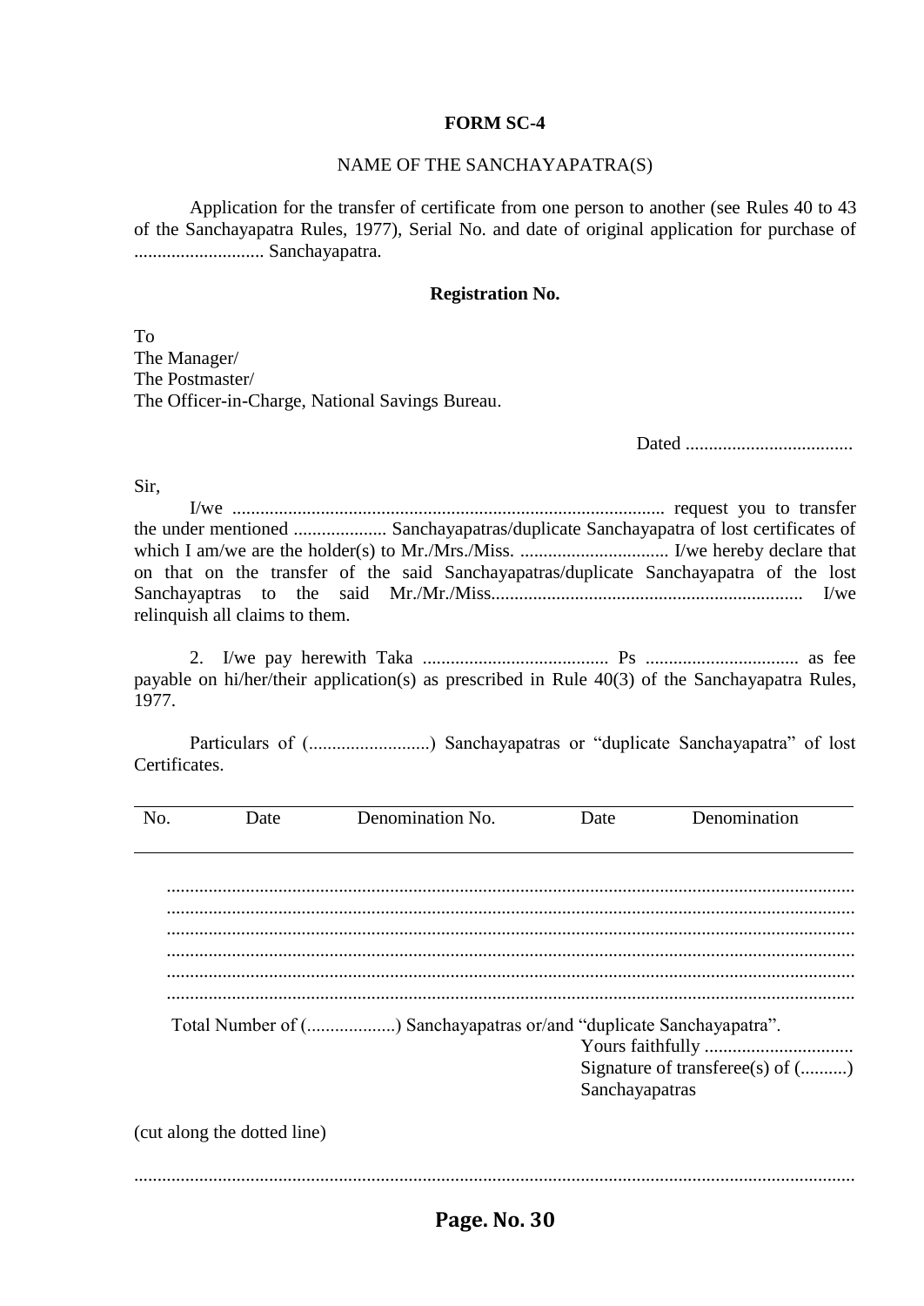**FORM SC-4**

NAME OF THE SANCHAYAPATRA(S)

Application for the transfer of certificate from one person to another (see Rules 40 to 43 of the Sanchayapatra Rules, 1977), Serial No. and date of original application for purchase of ........................... Sanchayapatra.

**Registration No.**

To
The Manager/
The Postmaster/
The Officer-in-Charge, National Savings Bureau.

Dated ...................................

Sir,

I/we ............................................................................................ request you to transfer the under mentioned .................... Sanchayapatras/duplicate Sanchayapatra of lost certificates of which I am/we are the holder(s) to Mr./Mrs./Miss. ................................ I/we hereby declare that on that on the transfer of the said Sanchayapatras/duplicate Sanchayapatra of the lost Sanchayaptras to the said Mr./Mr./Miss.................................................................. I/we relinquish all claims to them.

2. I/we pay herewith Taka ........................................ Ps ................................ as fee payable on hi/her/their application(s) as prescribed in Rule 40(3) of the Sanchayapatra Rules, 1977.

Particulars of (..........................) Sanchayapatras or "duplicate Sanchayapatra" of lost Certificates.

| No. | Date | Denomination No. | Date | Denomination |
|---|---|---|---|---|
| | | | | |

..................................................................................................................................................
..................................................................................................................................................
..................................................................................................................................................
..................................................................................................................................................
..................................................................................................................................................
..................................................................................................................................................

Total Number of (...................) Sanchayapatras or/and "duplicate Sanchayapatra".

Yours faithfully ...............................
Signature of transferee(s) of (..........)
Sanchayapatras

(cut along the dotted line)

..................................................................................................................................................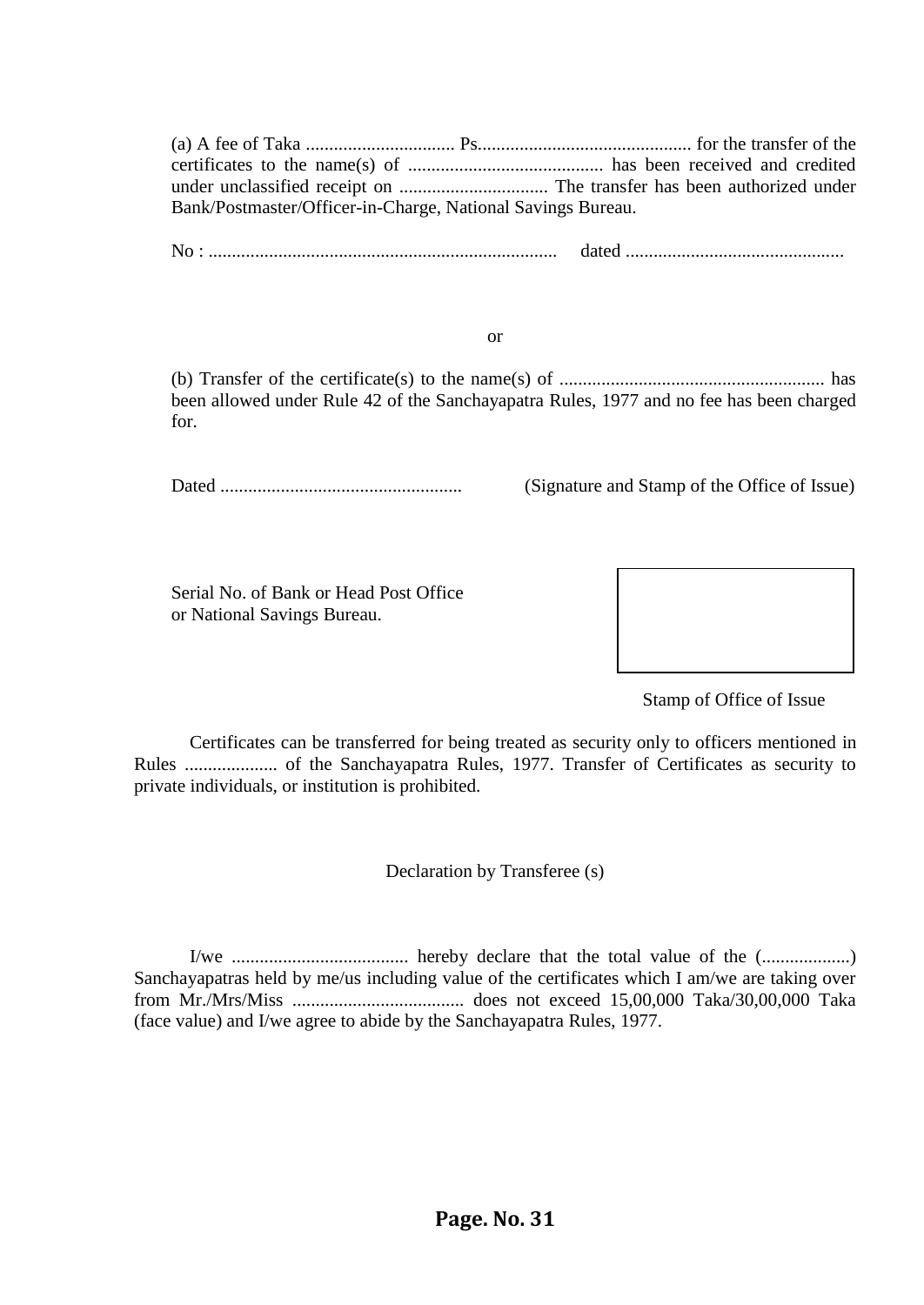(a) A fee of Taka ................................ Ps............................................. for the transfer of the certificates to the name(s) of .......................................... has been received and credited under unclassified receipt on ................................ The transfer has been authorized under Bank/Postmaster/Officer-in-Charge, National Savings Bureau.

No : ..........................................................................   dated ...............................................

or

(b) Transfer of the certificate(s) to the name(s) of ......................................................... has been allowed under Rule 42 of the Sanchayapatra Rules, 1977 and no fee has been charged for.

Dated ....................................................   (Signature and Stamp of the Office of Issue)

Serial No. of Bank or Head Post Office or National Savings Bureau.

Stamp of Office of Issue

Certificates can be transferred for being treated as security only to officers mentioned in Rules .................... of the Sanchayapatra Rules, 1977. Transfer of Certificates as security to private individuals, or institution is prohibited.

Declaration by Transferee (s)

I/we ...................................... hereby declare that the total value of the (...................) Sanchayapatras held by me/us including value of the certificates which I am/we are taking over from Mr./Mrs/Miss ..................................... does not exceed 15,00,000 Taka/30,00,000 Taka (face value) and I/we agree to abide by the Sanchayapatra Rules, 1977.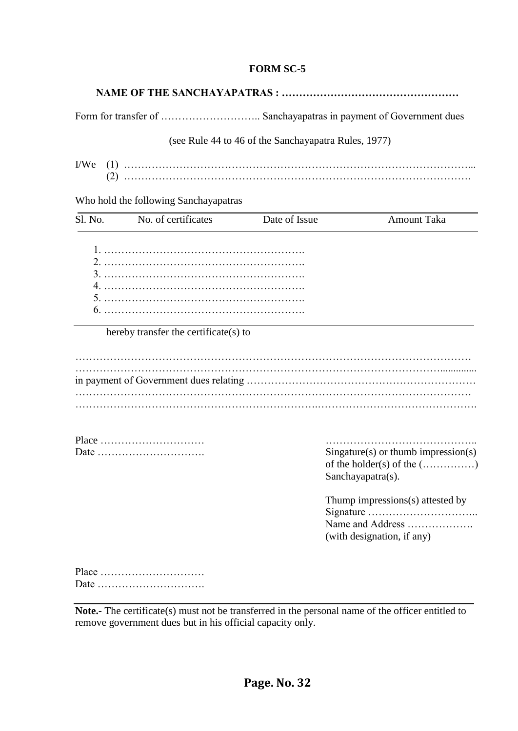**FORM SC-5**

**NAME OF THE SANCHAYAPATRAS : ……………………………………………**

Form for transfer of ……………………….. Sanchayapatras in payment of Government dues

(see Rule 44 to 46 of the Sanchayapatra Rules, 1977)

I/We (1) ……………………………………………………………………………………...
(2) …………………………………………………………………………………….

Who hold the following Sanchayapatras

| Sl. No. | No. of certificates | Date of Issue | Amount Taka |
|---|---|---|---|
| 1. …………………………………………………. | | | |
| 2. …………………………………………………. | | | |
| 3. …………………………………………………. | | | |
| 4. …………………………………………………. | | | |
| 5. …………………………………………………. | | | |
| 6. …………………………………………………. | | | |

hereby transfer the certificate(s) to

……………………………………………………………………………………………………
……………………………………………………………………………………………..............
in payment of Government dues relating …………………………………………………………
……………………………………………………………………………………………………
……………………………………………………………………………………………………….

Place …………………………
Date ………………………….

……………………………………..
Singature(s) or thumb impression(s) of the holder(s) of the (……………) Sanchayapatra(s).

Thump impressions(s) attested by
Signature …………………………..
Name and Address ……………….
(with designation, if any)

Place …………………………
Date ………………………….

**Note.-** The certificate(s) must not be transferred in the personal name of the officer entitled to remove government dues but in his official capacity only.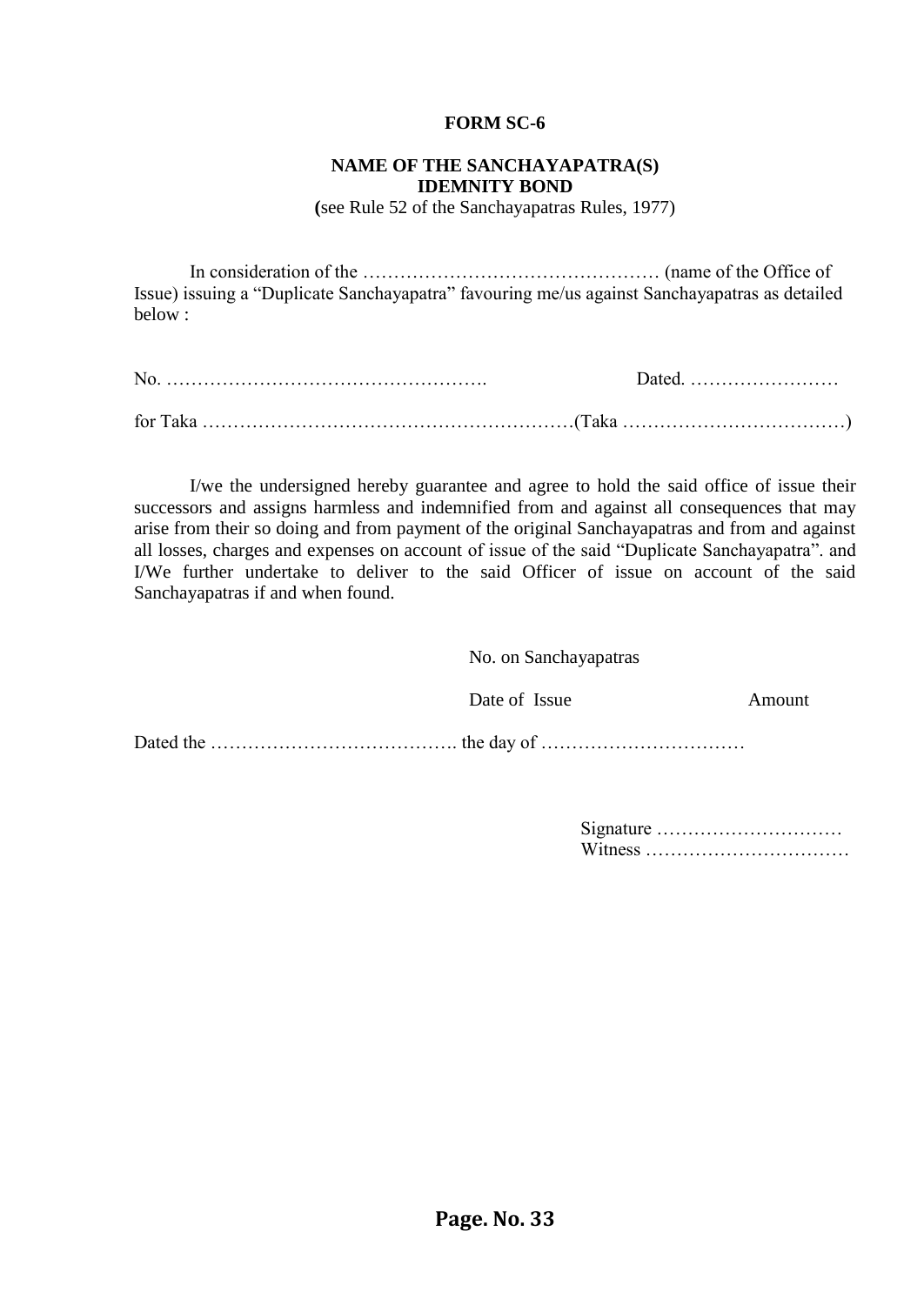**FORM SC-6**

**NAME OF THE SANCHAYAPATRA(S)**
**IDEMNITY BOND**
**(**see Rule 52 of the Sanchayapatras Rules, 1977)

In consideration of the ………………………………………… (name of the Office of Issue) issuing a "Duplicate Sanchayapatra" favouring me/us against Sanchayapatras as detailed below :

No. ……………………………………………. Dated. ……………………

for Taka ……………………………………………………(Taka ………………………………)

I/we the undersigned hereby guarantee and agree to hold the said office of issue their successors and assigns harmless and indemnified from and against all consequences that may arise from their so doing and from payment of the original Sanchayapatras and from and against all losses, charges and expenses on account of issue of the said "Duplicate Sanchayapatra". and I/We further undertake to deliver to the said Officer of issue on account of the said Sanchayapatras if and when found.

No. on Sanchayapatras

Date of Issue Amount

Dated the …………………………………. the day of ……………………………

Signature …………………………
Witness ……………………………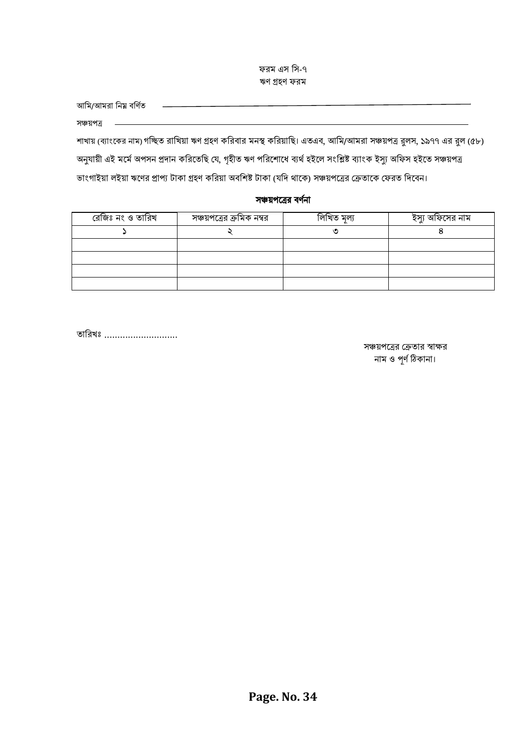ফরম এস সি-৭

ঋণ গ্রহণ ফরম

আমি/আমরা নিম্ন বর্ণিত ______________________________________________

সঞ্চয়পত্র ______________________________________________

শাখায় (ব্যাংকের নাম) গচ্ছিত রাখিয়া ঋণ গ্রহণ করিবার মনস্থ করিয়াছি। এতএব, আমি/আমরা সঞ্চয়পত্র রুলস, ১৯৭৭ এর রুল (৫৮) অনুযায়ী এই মর্মে অপসন প্রদান করিতেছি যে, গৃহীত ঋণ পরিশোধে ব্যর্থ হইলে সংশ্লিষ্ট ব্যাংক ইস্যু অফিস হইতে সঞ্চয়পত্র ভাংগাইয়া লইয়া ঋণের প্রাপ্য টাকা গ্রহণ করিয়া অবশিষ্ট টাকা (যদি থাকে) সঞ্চয়পত্রের ক্রেতাকে ফেরত দিবেন।

**সঞ্চয়পত্রের বর্ণনা**

| রেজিঃ নং ও তারিখ | সঞ্চয়পত্রের ক্রমিক নম্বর | লিখিত মূল্য | ইস্যু অফিসের নাম |
|---|---|---|---|
| ১ | ২ | ৩ | ৪ |
| | | | |
| | | | |
| | | | |
| | | | |

তারিখঃ .............................

সঞ্চয়পত্রের ক্রেতার স্বাক্ষর

নাম ও পূর্ণ ঠিকানা।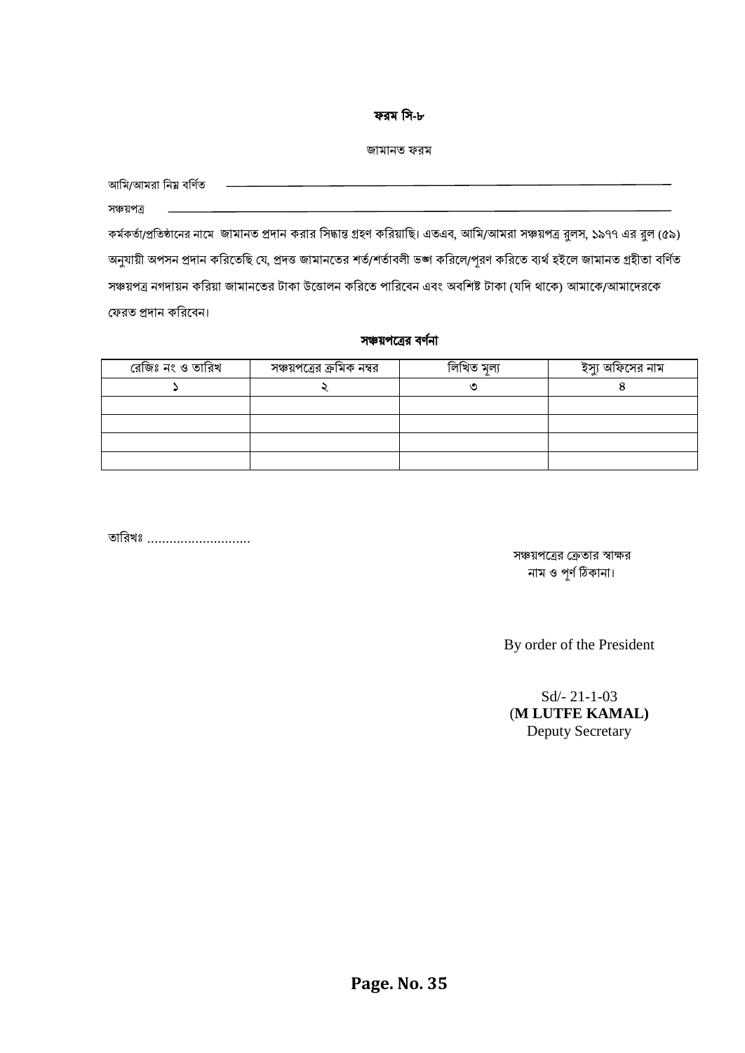## ফরম সি-৮

জামানত ফরম

আমি/আমরা নিম্ন বর্ণিত ______________________________________________

সঞ্চয়পত্র ______________________________________________

কর্মকর্তা/প্রতিষ্ঠানের নামে জামানত প্রদান করার সিদ্ধান্ত গ্রহণ করিয়াছি। এতএব, আমি/আমরা সঞ্চয়পত্র রুলস, ১৯৭৭ এর রুল (৫৯) অনুযায়ী অপসন প্রদান করিতেছি যে, প্রদত্ত জামানতের শর্ত/শর্তাবলী ভঙ্গ করিলে/পূরণ করিতে ব্যর্থ হইলে জামানত গ্রহীতা বর্ণিত সঞ্চয়পত্র নগদায়ন করিয়া জামানতের টাকা উত্তোলন করিতে পারিবেন এবং অবশিষ্ট টাকা (যদি থাকে) আমাকে/আমাদেরকে ফেরত প্রদান করিবেন।

**সঞ্চয়পত্রের বর্ণনা**

| রেজিঃ নং ও তারিখ | সঞ্চয়পত্রের ক্রমিক নম্বর | লিখিত মূল্য | ইস্যু অফিসের নাম |
|---|---|---|---|
| ১ | ২ | ৩ | ৪ |
| | | | |
| | | | |
| | | | |
| | | | |

তারিখঃ ...........................

সঞ্চয়পত্রের ক্রেতার স্বাক্ষর
নাম ও পূর্ণ ঠিকানা।

By order of the President

Sd/- 21-1-03
(**M LUTFE KAMAL)**
Deputy Secretary